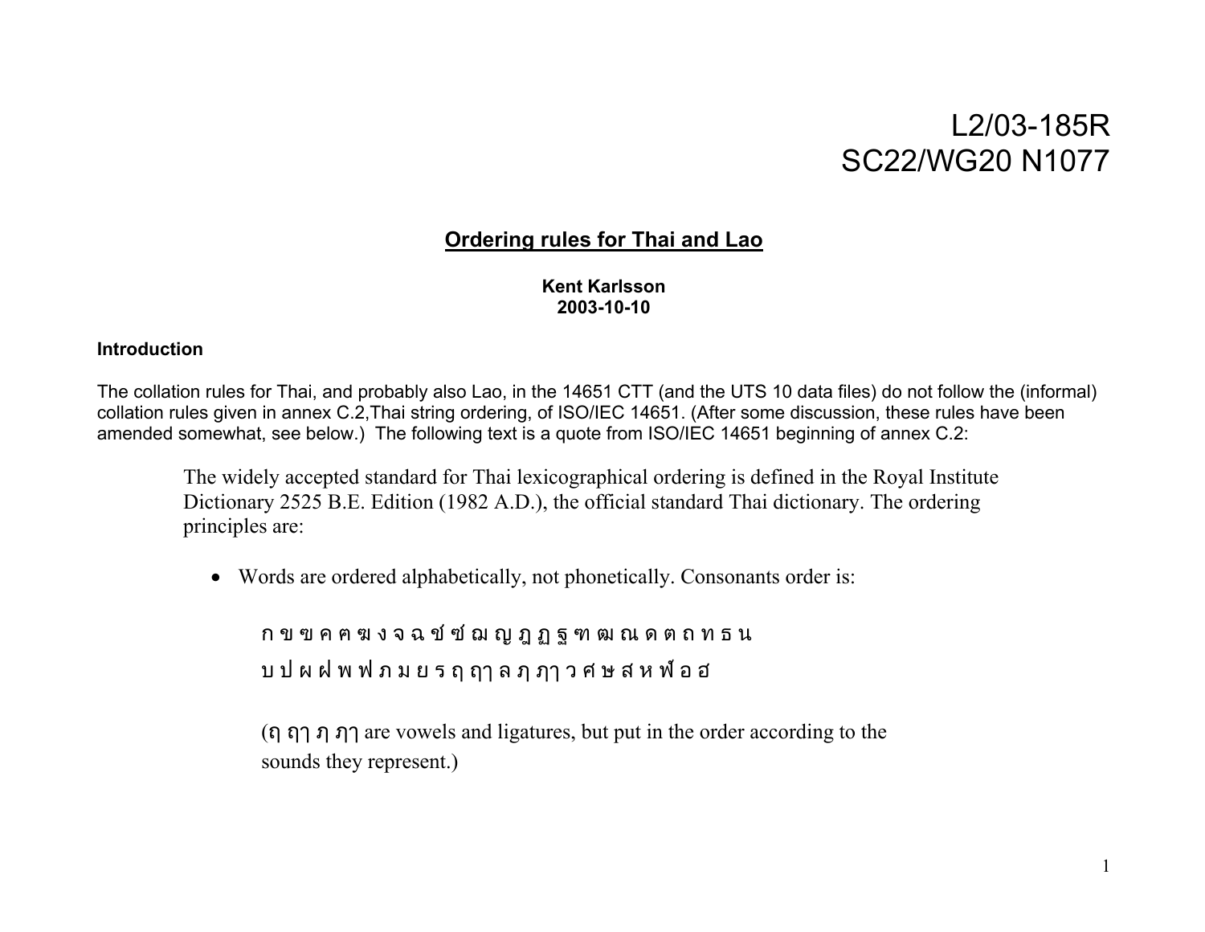L2/03-185R
SC22/WG20 N1077

## Ordering rules for Thai and Lao

**Kent Karlsson**
**2003-10-10**

### Introduction

The collation rules for Thai, and probably also Lao, in the 14651 CTT (and the UTS 10 data files) do not follow the (informal) collation rules given in annex C.2,Thai string ordering, of ISO/IEC 14651. (After some discussion, these rules have been amended somewhat, see below.) The following text is a quote from ISO/IEC 14651 beginning of annex C.2:

> The widely accepted standard for Thai lexicographical ordering is defined in the Royal Institute Dictionary 2525 B.E. Edition (1982 A.D.), the official standard Thai dictionary. The ordering principles are:
>
> - Words are ordered alphabetically, not phonetically. Consonants order is:
>
>   ก ข ฃ ค ฅ ฆ ง จ ฉ ช ซ ฌ ญ ฎ ฏ ฐ ฑ ฒ ณ ด ต ถ ท ธ น
>
>   บ ป ผ ฝ พ ฟ ภ ม ย ร ฤ ฤๅ ล ฦ ฦๅ ว ศ ษ ส ห ฬ อ ฮ
>
>   (ฤ ฤๅ ฦ ฦๅ are vowels and ligatures, but put in the order according to the sounds they represent.)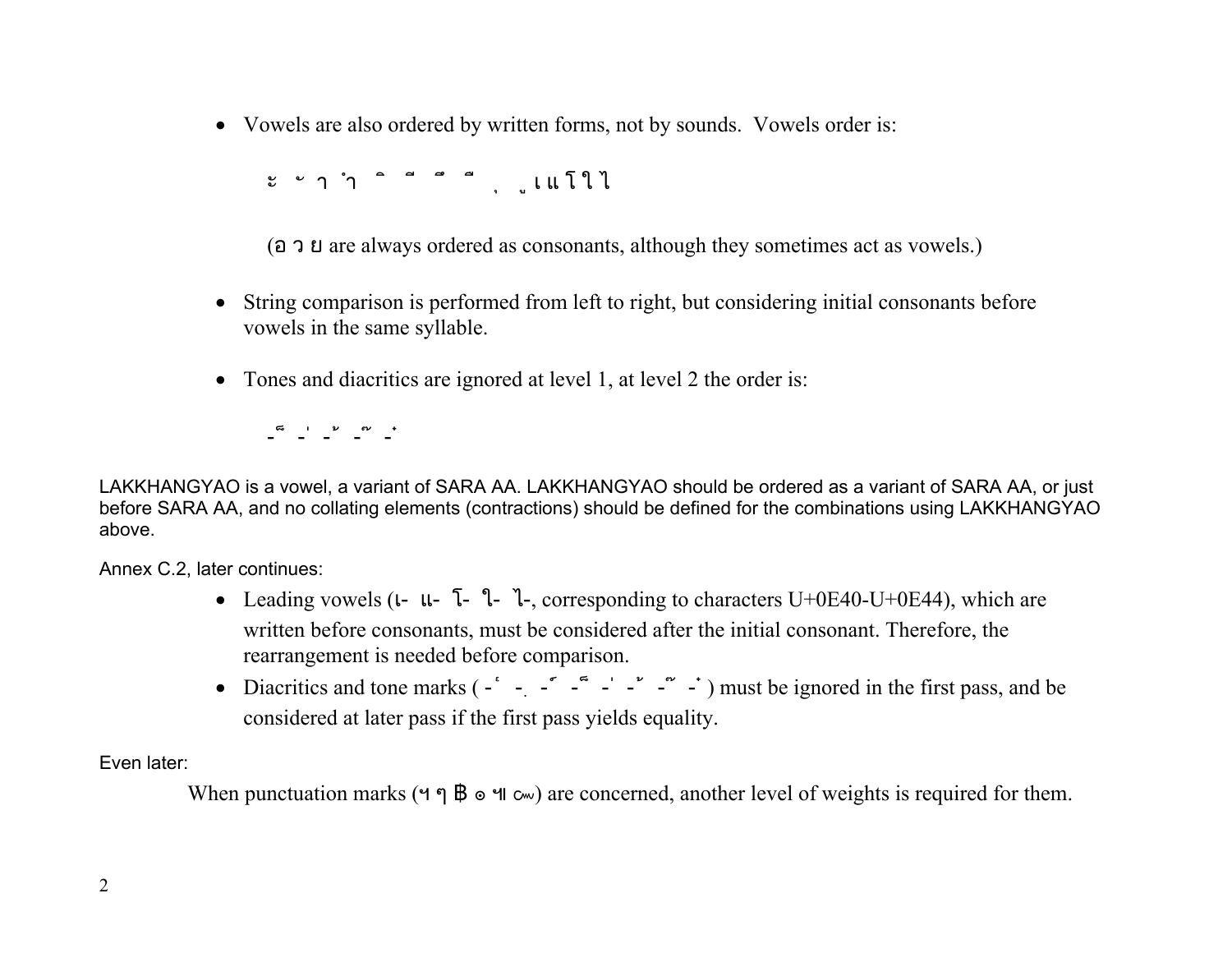- Vowels are also ordered by written forms, not by sounds. Vowels order is:

  ะ ั า ำ ิ ี ึ ื ุ ู เ แ โ ใ ไ

  (อ ว ย are always ordered as consonants, although they sometimes act as vowels.)

- String comparison is performed from left to right, but considering initial consonants before vowels in the same syllable.

- Tones and diacritics are ignored at level 1, at level 2 the order is:

  -็ -่ -้ -๊ -๋

LAKKHANGYAO is a vowel, a variant of SARA AA. LAKKHANGYAO should be ordered as a variant of SARA AA, or just before SARA AA, and no collating elements (contractions) should be defined for the combinations using LAKKHANGYAO above.

Annex C.2, later continues:

- Leading vowels (เ- แ- โ- ใ- ไ-, corresponding to characters U+0E40-U+0E44), which are written before consonants, must be considered after the initial consonant. Therefore, the rearrangement is needed before comparison.
- Diacritics and tone marks ( -์ -ฺ -ํ -็ -่ -้ -๊ -๋ ) must be ignored in the first pass, and be considered at later pass if the first pass yields equality.

Even later:

When punctuation marks (ฯ ๆ ฿ ๏ ๚ ๛) are concerned, another level of weights is required for them.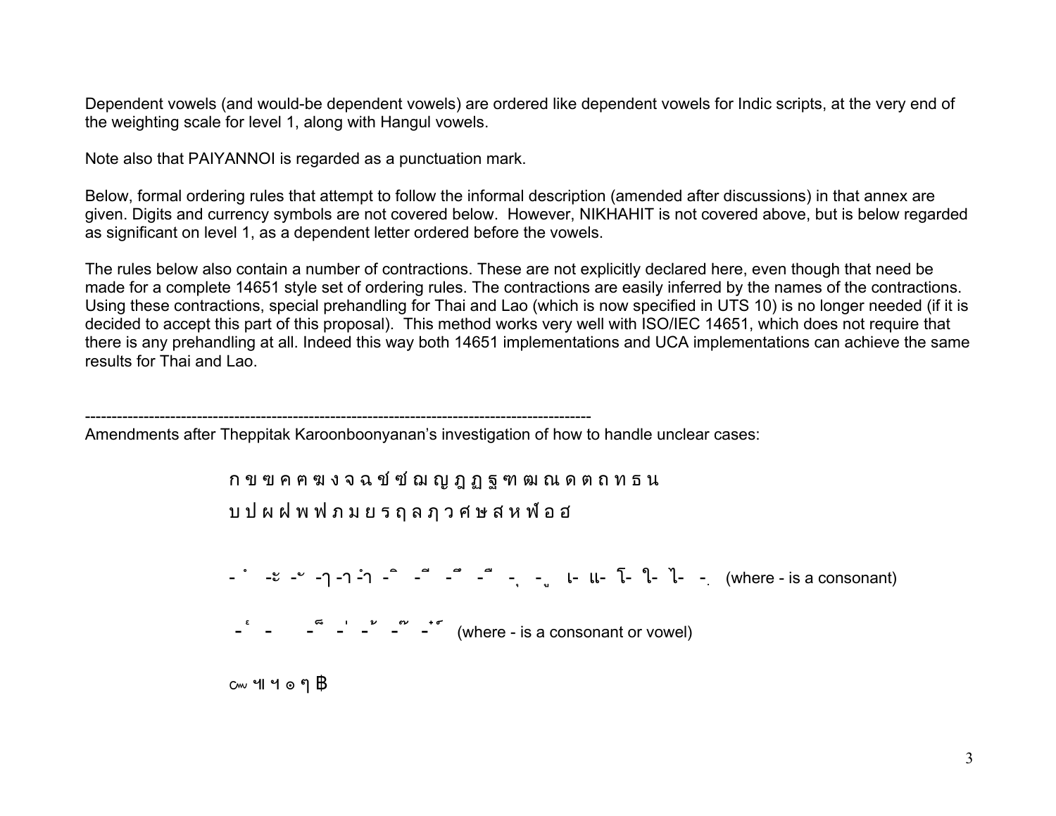Dependent vowels (and would-be dependent vowels) are ordered like dependent vowels for Indic scripts, at the very end of the weighting scale for level 1, along with Hangul vowels.

Note also that PAIYANNOI is regarded as a punctuation mark.

Below, formal ordering rules that attempt to follow the informal description (amended after discussions) in that annex are given. Digits and currency symbols are not covered below. However, NIKHAHIT is not covered above, but is below regarded as significant on level 1, as a dependent letter ordered before the vowels.

The rules below also contain a number of contractions. These are not explicitly declared here, even though that need be made for a complete 14651 style set of ordering rules. The contractions are easily inferred by the names of the contractions. Using these contractions, special prehandling for Thai and Lao (which is now specified in UTS 10) is no longer needed (if it is decided to accept this part of this proposal). This method works very well with ISO/IEC 14651, which does not require that there is any prehandling at all. Indeed this way both 14651 implementations and UCA implementations can achieve the same results for Thai and Lao.

---

Amendments after Theppitak Karoonboonyanan's investigation of how to handle unclear cases:

ก ข ฃ ค ฅ ฆ ง จ ฉ ช ซ ฌ ญ ฎ ฏ ฐ ฑ ฒ ณ ด ต ถ ท ธ น

บ ป ผ ฝ พ ฟ ภ ม ย ร ฤ ล ฦ ว ศ ษ ส ห ฬ อ ฮ

-ํ -ะ -ั -า -ๅ -ำ -ิ -ี -ึ -ื -ุ -ู เ- แ- โ- ใ- ไ- -ฺ (where - is a consonant)

-็ - -์ -่ -้ -๊ -๋ (where - is a consonant or vowel)

๛ ๚ ฯ ๏ ๆ ฿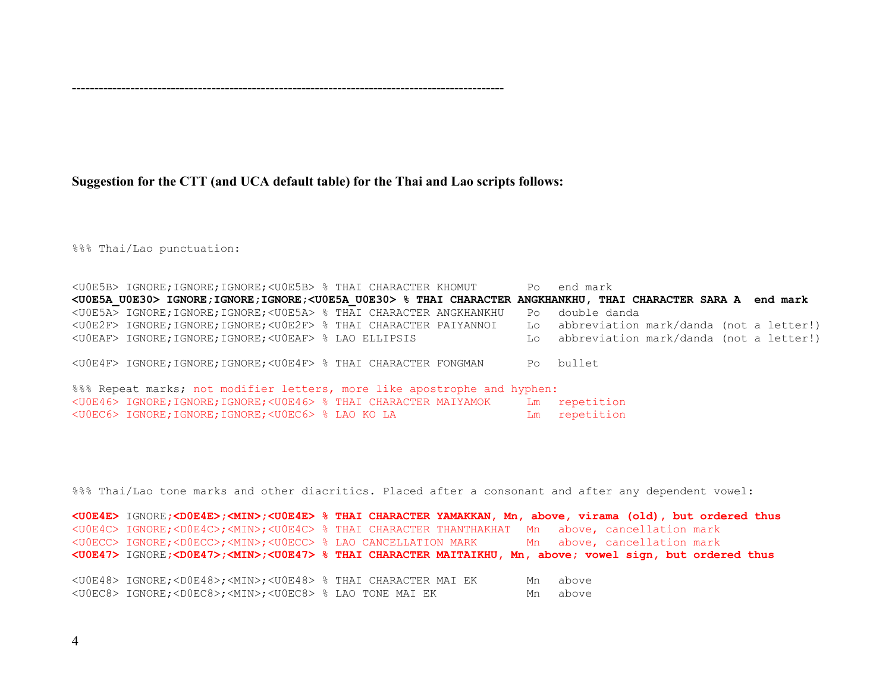-----------------------------------------------------------------------------------------------

**Suggestion for the CTT (and UCA default table) for the Thai and Lao scripts follows:**

```
%%% Thai/Lao punctuation:

<U0E5B> IGNORE;IGNORE;IGNORE;<U0E5B> % THAI CHARACTER KHOMUT       Po   end mark
<U0E5A_U0E30> IGNORE;IGNORE;IGNORE;<U0E5A_U0E30> % THAI CHARACTER ANGKHANKHU, THAI CHARACTER SARA A  end mark
<U0E5A> IGNORE;IGNORE;IGNORE;<U0E5A> % THAI CHARACTER ANGKHANKHU   Po   double danda
<U0E2F> IGNORE;IGNORE;IGNORE;<U0E2F> % THAI CHARACTER PAIYANNOI    Lo   abbreviation mark/danda (not a letter!)
<U0EAF> IGNORE;IGNORE;IGNORE;<U0EAF> % LAO ELLIPSIS                Lo   abbreviation mark/danda (not a letter!)

<U0E4F> IGNORE;IGNORE;IGNORE;<U0E4F> % THAI CHARACTER FONGMAN      Po   bullet

%%% Repeat marks; not modifier letters, more like apostrophe and hyphen:
<U0E46> IGNORE;IGNORE;IGNORE;<U0E46> % THAI CHARACTER MAIYAMOK     Lm   repetition
<U0EC6> IGNORE;IGNORE;IGNORE;<U0EC6> % LAO KO LA                   Lm   repetition




%%% Thai/Lao tone marks and other diacritics. Placed after a consonant and after any dependent vowel:

<U0E4E> IGNORE;<D0E4E>;<MIN>;<U0E4E> % THAI CHARACTER YAMAKKAN, Mn, above, virama (old), but ordered thus
<U0E4C> IGNORE;<D0E4C>;<MIN>;<U0E4C> % THAI CHARACTER THANTHAKHAT  Mn   above, cancellation mark
<U0ECC> IGNORE;<D0ECC>;<MIN>;<U0ECC> % LAO CANCELLATION MARK       Mn   above, cancellation mark
<U0E47> IGNORE;<D0E47>;<MIN>;<U0E47> % THAI CHARACTER MAITAIKHU, Mn, above; vowel sign, but ordered thus

<U0E48> IGNORE;<D0E48>;<MIN>;<U0E48> % THAI CHARACTER MAI EK       Mn   above
<U0EC8> IGNORE;<D0EC8>;<MIN>;<U0EC8> % LAO TONE MAI EK             Mn   above
```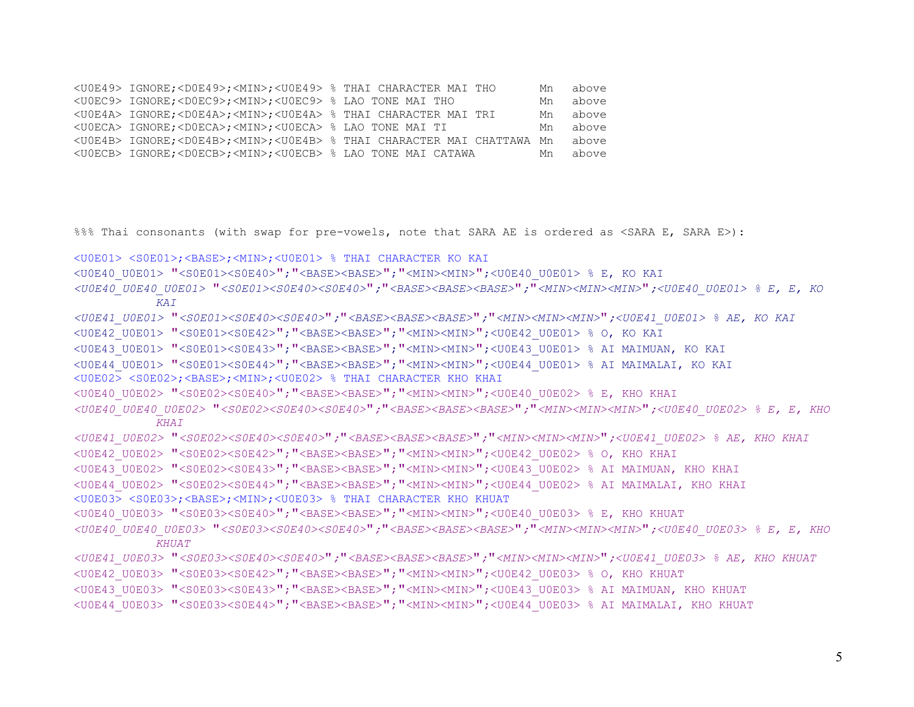```
<U0E49> IGNORE;<D0E49>;<MIN>;<U0E49> % THAI CHARACTER MAI THO      Mn   above
<U0EC9> IGNORE;<D0EC9>;<MIN>;<U0EC9> % LAO TONE MAI THO            Mn   above
<U0E4A> IGNORE;<D0E4A>;<MIN>;<U0E4A> % THAI CHARACTER MAI TRI      Mn   above
<U0ECA> IGNORE;<D0ECA>;<MIN>;<U0ECA> % LAO TONE MAI TI             Mn   above
<U0E4B> IGNORE;<D0E4B>;<MIN>;<U0E4B> % THAI CHARACTER MAI CHATTAWA Mn   above
<U0ECB> IGNORE;<D0ECB>;<MIN>;<U0ECB> % LAO TONE MAI CATAWA         Mn   above
```

```
%%% Thai consonants (with swap for pre-vowels, note that SARA AE is ordered as <SARA E, SARA E>):

<U0E01> <S0E01>;<BASE>;<MIN>;<U0E01> % THAI CHARACTER KO KAI
<U0E40_U0E01> "<S0E01><S0E40>";"<BASE><BASE>";"<MIN><MIN>";<U0E40_U0E01> % E, KO KAI
<U0E40_U0E40_U0E01> "<S0E01><S0E40><S0E40>";"<BASE><BASE><BASE>";"<MIN><MIN><MIN>";<U0E40_U0E01> % E, E, KO KAI
<U0E41_U0E01> "<S0E01><S0E40><S0E40>";"<BASE><BASE><BASE>";"<MIN><MIN><MIN>";<U0E41_U0E01> % AE, KO KAI
<U0E42_U0E01> "<S0E01><S0E42>";"<BASE><BASE>";"<MIN><MIN>";<U0E42_U0E01> % O, KO KAI
<U0E43_U0E01> "<S0E01><S0E43>";"<BASE><BASE>";"<MIN><MIN>";<U0E43_U0E01> % AI MAIMUAN, KO KAI
<U0E44_U0E01> "<S0E01><S0E44>";"<BASE><BASE>";"<MIN><MIN>";<U0E44_U0E01> % AI MAIMALAI, KO KAI
<U0E02> <S0E02>;<BASE>;<MIN>;<U0E02> % THAI CHARACTER KHO KHAI
<U0E40_U0E02> "<S0E02><S0E40>";"<BASE><BASE>";"<MIN><MIN>";<U0E40_U0E02> % E, KHO KHAI
<U0E40_U0E40_U0E02> "<S0E02><S0E40><S0E40>";"<BASE><BASE><BASE>";"<MIN><MIN><MIN>";<U0E40_U0E02> % E, E, KHO KHAI
<U0E41_U0E02> "<S0E02><S0E40><S0E40>";"<BASE><BASE><BASE>";"<MIN><MIN><MIN>";<U0E41_U0E02> % AE, KHO KHAI
<U0E42_U0E02> "<S0E02><S0E42>";"<BASE><BASE>";"<MIN><MIN>";<U0E42_U0E02> % O, KHO KHAI
<U0E43_U0E02> "<S0E02><S0E43>";"<BASE><BASE>";"<MIN><MIN>";<U0E43_U0E02> % AI MAIMUAN, KHO KHAI
<U0E44_U0E02> "<S0E02><S0E44>";"<BASE><BASE>";"<MIN><MIN>";<U0E44_U0E02> % AI MAIMALAI, KHO KHAI
<U0E03> <S0E03>;<BASE>;<MIN>;<U0E03> % THAI CHARACTER KHO KHUAT
<U0E40_U0E03> "<S0E03><S0E40>";"<BASE><BASE>";"<MIN><MIN>";<U0E40_U0E03> % E, KHO KHUAT
<U0E40_U0E40_U0E03> "<S0E03><S0E40><S0E40>";"<BASE><BASE><BASE>";"<MIN><MIN><MIN>";<U0E40_U0E03> % E, E, KHO KHUAT
<U0E41_U0E03> "<S0E03><S0E40><S0E40>";"<BASE><BASE><BASE>";"<MIN><MIN><MIN>";<U0E41_U0E03> % AE, KHO KHUAT
<U0E42_U0E03> "<S0E03><S0E42>";"<BASE><BASE>";"<MIN><MIN>";<U0E42_U0E03> % O, KHO KHUAT
<U0E43_U0E03> "<S0E03><S0E43>";"<BASE><BASE>";"<MIN><MIN>";<U0E43_U0E03> % AI MAIMUAN, KHO KHUAT
<U0E44_U0E03> "<S0E03><S0E44>";"<BASE><BASE>";"<MIN><MIN>";<U0E44_U0E03> % AI MAIMALAI, KHO KHUAT
```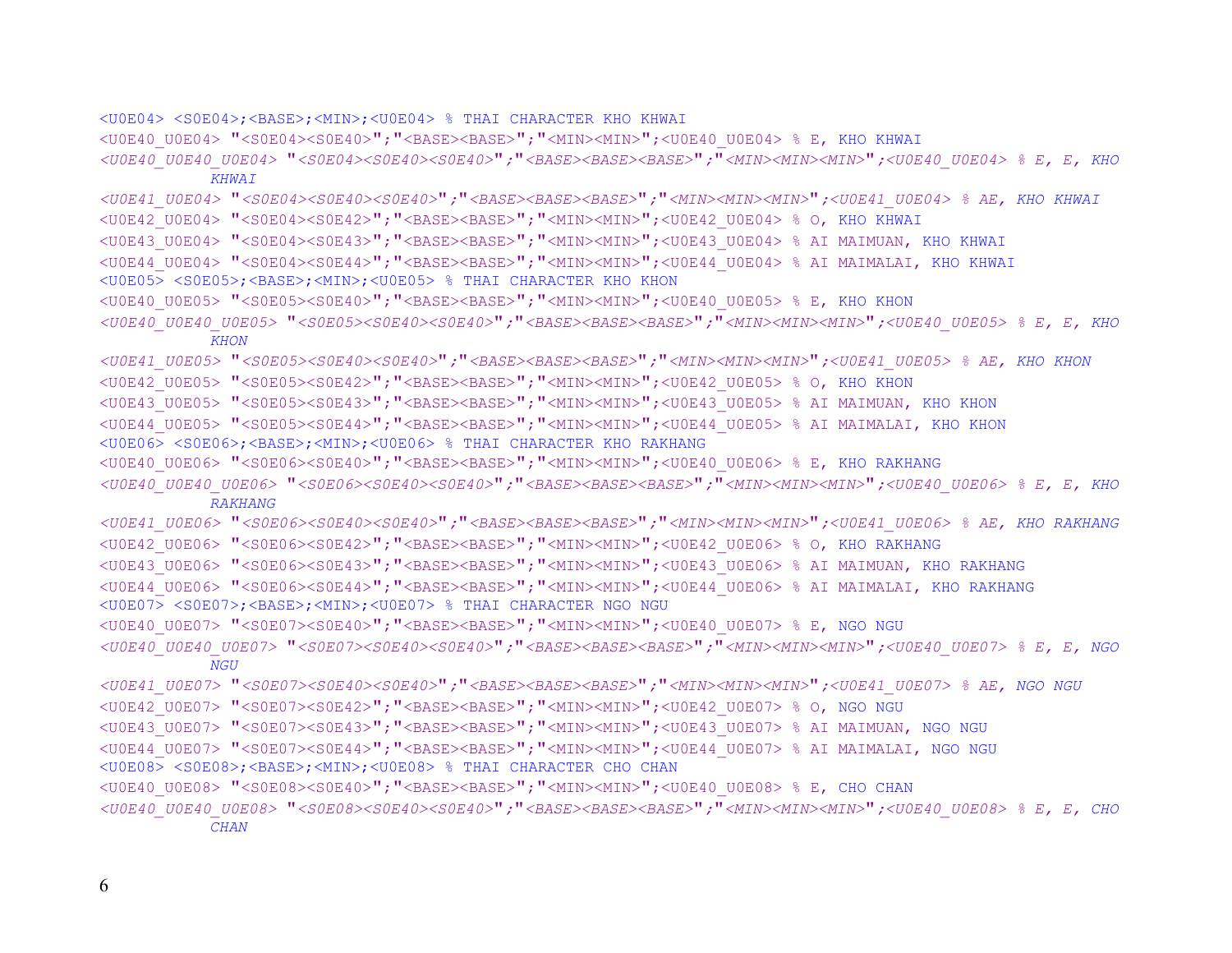```
<U0E04> <S0E04>;<BASE>;<MIN>;<U0E04> % THAI CHARACTER KHO KHWAI
<U0E40_U0E04> "<S0E04><S0E40>";"<BASE><BASE>";"<MIN><MIN>";<U0E40_U0E04> % E, KHO KHWAI
<U0E40_U0E40_U0E04> "<S0E04><S0E40><S0E40>";"<BASE><BASE><BASE>";"<MIN><MIN><MIN>";<U0E40_U0E04> % E, E, KHO
          KHWAI
<U0E41_U0E04> "<S0E04><S0E40><S0E40>";"<BASE><BASE><BASE>";"<MIN><MIN><MIN>";<U0E41_U0E04> % AE, KHO KHWAI
<U0E42_U0E04> "<S0E04><S0E42>";"<BASE><BASE>";"<MIN><MIN>";<U0E42_U0E04> % O, KHO KHWAI
<U0E43_U0E04> "<S0E04><S0E43>";"<BASE><BASE>";"<MIN><MIN>";<U0E43_U0E04> % AI MAIMUAN, KHO KHWAI
<U0E44_U0E04> "<S0E04><S0E44>";"<BASE><BASE>";"<MIN><MIN>";<U0E44_U0E04> % AI MAIMALAI, KHO KHWAI
<U0E05> <S0E05>;<BASE>;<MIN>;<U0E05> % THAI CHARACTER KHO KHON
<U0E40_U0E05> "<S0E05><S0E40>";"<BASE><BASE>";"<MIN><MIN>";<U0E40_U0E05> % E, KHO KHON
<U0E40_U0E40_U0E05> "<S0E05><S0E40><S0E40>";"<BASE><BASE><BASE>";"<MIN><MIN><MIN>";<U0E40_U0E05> % E, E, KHO
          KHON
<U0E41_U0E05> "<S0E05><S0E40><S0E40>";"<BASE><BASE><BASE>";"<MIN><MIN><MIN>";<U0E41_U0E05> % AE, KHO KHON
<U0E42_U0E05> "<S0E05><S0E42>";"<BASE><BASE>";"<MIN><MIN>";<U0E42_U0E05> % O, KHO KHON
<U0E43_U0E05> "<S0E05><S0E43>";"<BASE><BASE>";"<MIN><MIN>";<U0E43_U0E05> % AI MAIMUAN, KHO KHON
<U0E44_U0E05> "<S0E05><S0E44>";"<BASE><BASE>";"<MIN><MIN>";<U0E44_U0E05> % AI MAIMALAI, KHO KHON
<U0E06> <S0E06>;<BASE>;<MIN>;<U0E06> % THAI CHARACTER KHO RAKHANG
<U0E40_U0E06> "<S0E06><S0E40>";"<BASE><BASE>";"<MIN><MIN>";<U0E40_U0E06> % E, KHO RAKHANG
<U0E40_U0E40_U0E06> "<S0E06><S0E40><S0E40>";"<BASE><BASE><BASE>";"<MIN><MIN><MIN>";<U0E40_U0E06> % E, E, KHO
          RAKHANG
<U0E41_U0E06> "<S0E06><S0E40><S0E40>";"<BASE><BASE><BASE>";"<MIN><MIN><MIN>";<U0E41_U0E06> % AE, KHO RAKHANG
<U0E42_U0E06> "<S0E06><S0E42>";"<BASE><BASE>";"<MIN><MIN>";<U0E42_U0E06> % O, KHO RAKHANG
<U0E43_U0E06> "<S0E06><S0E43>";"<BASE><BASE>";"<MIN><MIN>";<U0E43_U0E06> % AI MAIMUAN, KHO RAKHANG
<U0E44_U0E06> "<S0E06><S0E44>";"<BASE><BASE>";"<MIN><MIN>";<U0E44_U0E06> % AI MAIMALAI, KHO RAKHANG
<U0E07> <S0E07>;<BASE>;<MIN>;<U0E07> % THAI CHARACTER NGO NGU
<U0E40_U0E07> "<S0E07><S0E40>";"<BASE><BASE>";"<MIN><MIN>";<U0E40_U0E07> % E, NGO NGU
<U0E40_U0E40_U0E07> "<S0E07><S0E40><S0E40>";"<BASE><BASE><BASE>";"<MIN><MIN><MIN>";<U0E40_U0E07> % E, E, NGO
          NGU
<U0E41_U0E07> "<S0E07><S0E40><S0E40>";"<BASE><BASE><BASE>";"<MIN><MIN><MIN>";<U0E41_U0E07> % AE, NGO NGU
<U0E42_U0E07> "<S0E07><S0E42>";"<BASE><BASE>";"<MIN><MIN>";<U0E42_U0E07> % O, NGO NGU
<U0E43_U0E07> "<S0E07><S0E43>";"<BASE><BASE>";"<MIN><MIN>";<U0E43_U0E07> % AI MAIMUAN, NGO NGU
<U0E44_U0E07> "<S0E07><S0E44>";"<BASE><BASE>";"<MIN><MIN>";<U0E44_U0E07> % AI MAIMALAI, NGO NGU
<U0E08> <S0E08>;<BASE>;<MIN>;<U0E08> % THAI CHARACTER CHO CHAN
<U0E40_U0E08> "<S0E08><S0E40>";"<BASE><BASE>";"<MIN><MIN>";<U0E40_U0E08> % E, CHO CHAN
<U0E40_U0E40_U0E08> "<S0E08><S0E40><S0E40>";"<BASE><BASE><BASE>";"<MIN><MIN><MIN>";<U0E40_U0E08> % E, E, CHO
          CHAN
```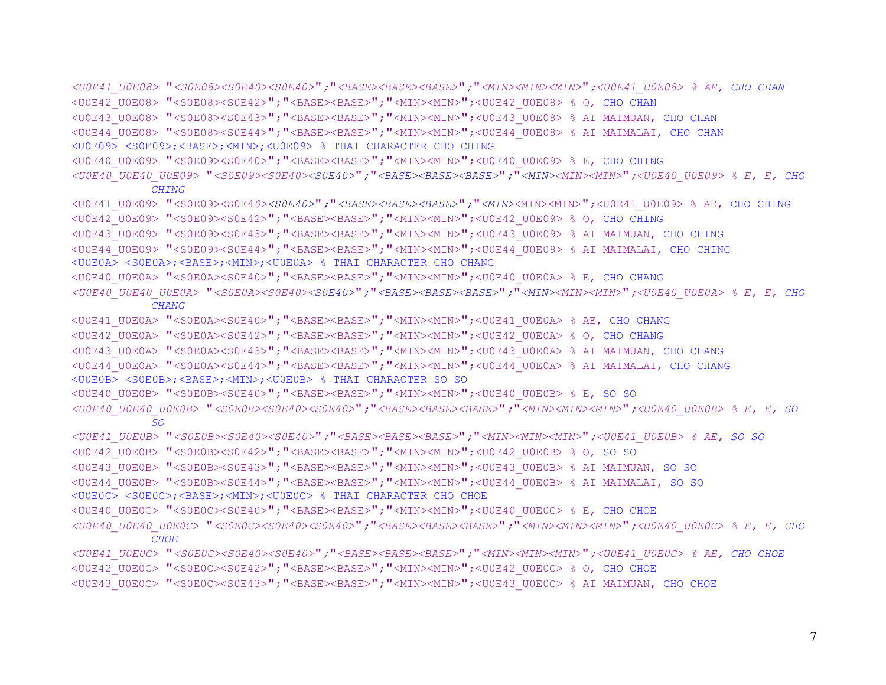```
<U0E41_U0E08> "<S0E08><S0E40><S0E40>";"<BASE><BASE><BASE>";"<MIN><MIN><MIN>";<U0E41_U0E08> % AE, CHO CHAN
<U0E42_U0E08> "<S0E08><S0E42>";"<BASE><BASE>";"<MIN><MIN>";<U0E42_U0E08> % O, CHO CHAN
<U0E43_U0E08> "<S0E08><S0E43>";"<BASE><BASE>";"<MIN><MIN>";<U0E43_U0E08> % AI MAIMUAN, CHO CHAN
<U0E44_U0E08> "<S0E08><S0E44>";"<BASE><BASE>";"<MIN><MIN>";<U0E44_U0E08> % AI MAIMALAI, CHO CHAN
<U0E09> <S0E09>;<BASE>;<MIN>;<U0E09> % THAI CHARACTER CHO CHING
<U0E40_U0E09> "<S0E09><S0E40>";"<BASE><BASE>";"<MIN><MIN>";<U0E40_U0E09> % E, CHO CHING
<U0E40_U0E40_U0E09> "<S0E09><S0E40><S0E40>";"<BASE><BASE><BASE>";"<MIN><MIN><MIN>";<U0E40_U0E09> % E, E, CHO
         CHING
<U0E41_U0E09> "<S0E09><S0E40><S0E40>";"<BASE><BASE><BASE>";"<MIN><MIN><MIN>";<U0E41_U0E09> % AE, CHO CHING
<U0E42_U0E09> "<S0E09><S0E42>";"<BASE><BASE>";"<MIN><MIN>";<U0E42_U0E09> % O, CHO CHING
<U0E43_U0E09> "<S0E09><S0E43>";"<BASE><BASE>";"<MIN><MIN>";<U0E43_U0E09> % AI MAIMUAN, CHO CHING
<U0E44_U0E09> "<S0E09><S0E44>";"<BASE><BASE>";"<MIN><MIN>";<U0E44_U0E09> % AI MAIMALAI, CHO CHING
<U0E0A> <S0E0A>;<BASE>;<MIN>;<U0E0A> % THAI CHARACTER CHO CHANG
<U0E40_U0E0A> "<S0E0A><S0E40>";"<BASE><BASE>";"<MIN><MIN>";<U0E40_U0E0A> % E, CHO CHANG
<U0E40_U0E40_U0E0A> "<S0E0A><S0E40><S0E40>";"<BASE><BASE><BASE>";"<MIN><MIN><MIN>";<U0E40_U0E0A> % E, E, CHO
         CHANG
<U0E41_U0E0A> "<S0E0A><S0E40>";"<BASE><BASE>";"<MIN><MIN>";<U0E41_U0E0A> % AE, CHO CHANG
<U0E42_U0E0A> "<S0E0A><S0E42>";"<BASE><BASE>";"<MIN><MIN>";<U0E42_U0E0A> % O, CHO CHANG
<U0E43_U0E0A> "<S0E0A><S0E43>";"<BASE><BASE>";"<MIN><MIN>";<U0E43_U0E0A> % AI MAIMUAN, CHO CHANG
<U0E44_U0E0A> "<S0E0A><S0E44>";"<BASE><BASE>";"<MIN><MIN>";<U0E44_U0E0A> % AI MAIMALAI, CHO CHANG
<U0E0B> <S0E0B>;<BASE>;<MIN>;<U0E0B> % THAI CHARACTER SO SO
<U0E40_U0E0B> "<S0E0B><S0E40>";"<BASE><BASE>";"<MIN><MIN>";<U0E40_U0E0B> % E, SO SO
<U0E40_U0E40_U0E0B> "<S0E0B><S0E40><S0E40>";"<BASE><BASE><BASE>";"<MIN><MIN><MIN>";<U0E40_U0E0B> % E, E, SO
         SO
<U0E41_U0E0B> "<S0E0B><S0E40><S0E40>";"<BASE><BASE><BASE>";"<MIN><MIN><MIN>";<U0E41_U0E0B> % AE, SO SO
<U0E42_U0E0B> "<S0E0B><S0E42>";"<BASE><BASE>";"<MIN><MIN>";<U0E42_U0E0B> % O, SO SO
<U0E43_U0E0B> "<S0E0B><S0E43>";"<BASE><BASE>";"<MIN><MIN>";<U0E43_U0E0B> % AI MAIMUAN, SO SO
<U0E44_U0E0B> "<S0E0B><S0E44>";"<BASE><BASE>";"<MIN><MIN>";<U0E44_U0E0B> % AI MAIMALAI, SO SO
<U0E0C> <S0E0C>;<BASE>;<MIN>;<U0E0C> % THAI CHARACTER CHO CHOE
<U0E40_U0E0C> "<S0E0C><S0E40>";"<BASE><BASE>";"<MIN><MIN>";<U0E40_U0E0C> % E, CHO CHOE
<U0E40_U0E40_U0E0C> "<S0E0C><S0E40><S0E40>";"<BASE><BASE><BASE>";"<MIN><MIN><MIN>";<U0E40_U0E0C> % E, E, CHO
         CHOE
<U0E41_U0E0C> "<S0E0C><S0E40><S0E40>";"<BASE><BASE><BASE>";"<MIN><MIN><MIN>";<U0E41_U0E0C> % AE, CHO CHOE
<U0E42_U0E0C> "<S0E0C><S0E42>";"<BASE><BASE>";"<MIN><MIN>";<U0E42_U0E0C> % O, CHO CHOE
<U0E43_U0E0C> "<S0E0C><S0E43>";"<BASE><BASE>";"<MIN><MIN>";<U0E43_U0E0C> % AI MAIMUAN, CHO CHOE
```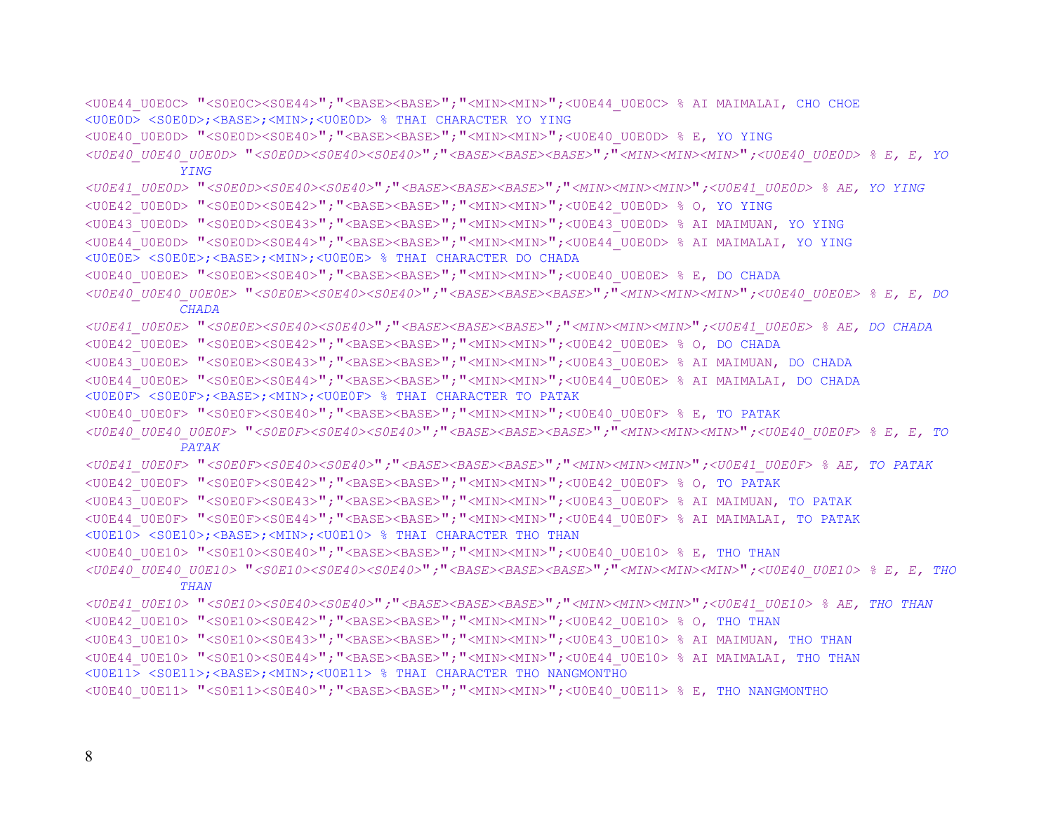```
<U0E44_U0E0C> "<S0E0C><S0E44>";"<BASE><BASE>";"<MIN><MIN>";<U0E44_U0E0C> % AI MAIMALAI, CHO CHOE
<U0E0D> <S0E0D>;<BASE>;<MIN>;<U0E0D> % THAI CHARACTER YO YING
<U0E40_U0E0D> "<S0E0D><S0E40>";"<BASE><BASE>";"<MIN><MIN>";<U0E40_U0E0D> % E, YO YING
<U0E40_U0E40_U0E0D> "<S0E0D><S0E40><S0E40>";"<BASE><BASE><BASE>";"<MIN><MIN><MIN>";<U0E40_U0E0D> % E, E, YO
        YING
<U0E41_U0E0D> "<S0E0D><S0E40><S0E40>";"<BASE><BASE><BASE>";"<MIN><MIN><MIN>";<U0E41_U0E0D> % AE, YO YING
<U0E42_U0E0D> "<S0E0D><S0E42>";"<BASE><BASE>";"<MIN><MIN>";<U0E42_U0E0D> % O, YO YING
<U0E43_U0E0D> "<S0E0D><S0E43>";"<BASE><BASE>";"<MIN><MIN>";<U0E43_U0E0D> % AI MAIMUAN, YO YING
<U0E44_U0E0D> "<S0E0D><S0E44>";"<BASE><BASE>";"<MIN><MIN>";<U0E44_U0E0D> % AI MAIMALAI, YO YING
<U0E0E> <S0E0E>;<BASE>;<MIN>;<U0E0E> % THAI CHARACTER DO CHADA
<U0E40_U0E0E> "<S0E0E><S0E40>";"<BASE><BASE>";"<MIN><MIN>";<U0E40_U0E0E> % E, DO CHADA
<U0E40_U0E40_U0E0E> "<S0E0E><S0E40><S0E40>";"<BASE><BASE><BASE>";"<MIN><MIN><MIN>";<U0E40_U0E0E> % E, E, DO
        CHADA
<U0E41_U0E0E> "<S0E0E><S0E40><S0E40>";"<BASE><BASE><BASE>";"<MIN><MIN><MIN>";<U0E41_U0E0E> % AE, DO CHADA
<U0E42_U0E0E> "<S0E0E><S0E42>";"<BASE><BASE>";"<MIN><MIN>";<U0E42_U0E0E> % O, DO CHADA
<U0E43_U0E0E> "<S0E0E><S0E43>";"<BASE><BASE>";"<MIN><MIN>";<U0E43_U0E0E> % AI MAIMUAN, DO CHADA
<U0E44_U0E0E> "<S0E0E><S0E44>";"<BASE><BASE>";"<MIN><MIN>";<U0E44_U0E0E> % AI MAIMALAI, DO CHADA
<U0E0F> <S0E0F>;<BASE>;<MIN>;<U0E0F> % THAI CHARACTER TO PATAK
<U0E40_U0E0F> "<S0E0F><S0E40>";"<BASE><BASE>";"<MIN><MIN>";<U0E40_U0E0F> % E, TO PATAK
<U0E40_U0E40_U0E0F> "<S0E0F><S0E40><S0E40>";"<BASE><BASE><BASE>";"<MIN><MIN><MIN>";<U0E40_U0E0F> % E, E, TO
        PATAK
<U0E41_U0E0F> "<S0E0F><S0E40><S0E40>";"<BASE><BASE><BASE>";"<MIN><MIN><MIN>";<U0E41_U0E0F> % AE, TO PATAK
<U0E42_U0E0F> "<S0E0F><S0E42>";"<BASE><BASE>";"<MIN><MIN>";<U0E42_U0E0F> % O, TO PATAK
<U0E43_U0E0F> "<S0E0F><S0E43>";"<BASE><BASE>";"<MIN><MIN>";<U0E43_U0E0F> % AI MAIMUAN, TO PATAK
<U0E44_U0E0F> "<S0E0F><S0E44>";"<BASE><BASE>";"<MIN><MIN>";<U0E44_U0E0F> % AI MAIMALAI, TO PATAK
<U0E10> <S0E10>;<BASE>;<MIN>;<U0E10> % THAI CHARACTER THO THAN
<U0E40_U0E10> "<S0E10><S0E40>";"<BASE><BASE>";"<MIN><MIN>";<U0E40_U0E10> % E, THO THAN
<U0E40_U0E40_U0E10> "<S0E10><S0E40><S0E40>";"<BASE><BASE><BASE>";"<MIN><MIN><MIN>";<U0E40_U0E10> % E, E, THO
        THAN
<U0E41_U0E10> "<S0E10><S0E40><S0E40>";"<BASE><BASE><BASE>";"<MIN><MIN><MIN>";<U0E41_U0E10> % AE, THO THAN
<U0E42_U0E10> "<S0E10><S0E42>";"<BASE><BASE>";"<MIN><MIN>";<U0E42_U0E10> % O, THO THAN
<U0E43_U0E10> "<S0E10><S0E43>";"<BASE><BASE>";"<MIN><MIN>";<U0E43_U0E10> % AI MAIMUAN, THO THAN
<U0E44_U0E10> "<S0E10><S0E44>";"<BASE><BASE>";"<MIN><MIN>";<U0E44_U0E10> % AI MAIMALAI, THO THAN
<U0E11> <S0E11>;<BASE>;<MIN>;<U0E11> % THAI CHARACTER THO NANGMONTHO
<U0E40_U0E11> "<S0E11><S0E40>";"<BASE><BASE>";"<MIN><MIN>";<U0E40_U0E11> % E, THO NANGMONTHO
```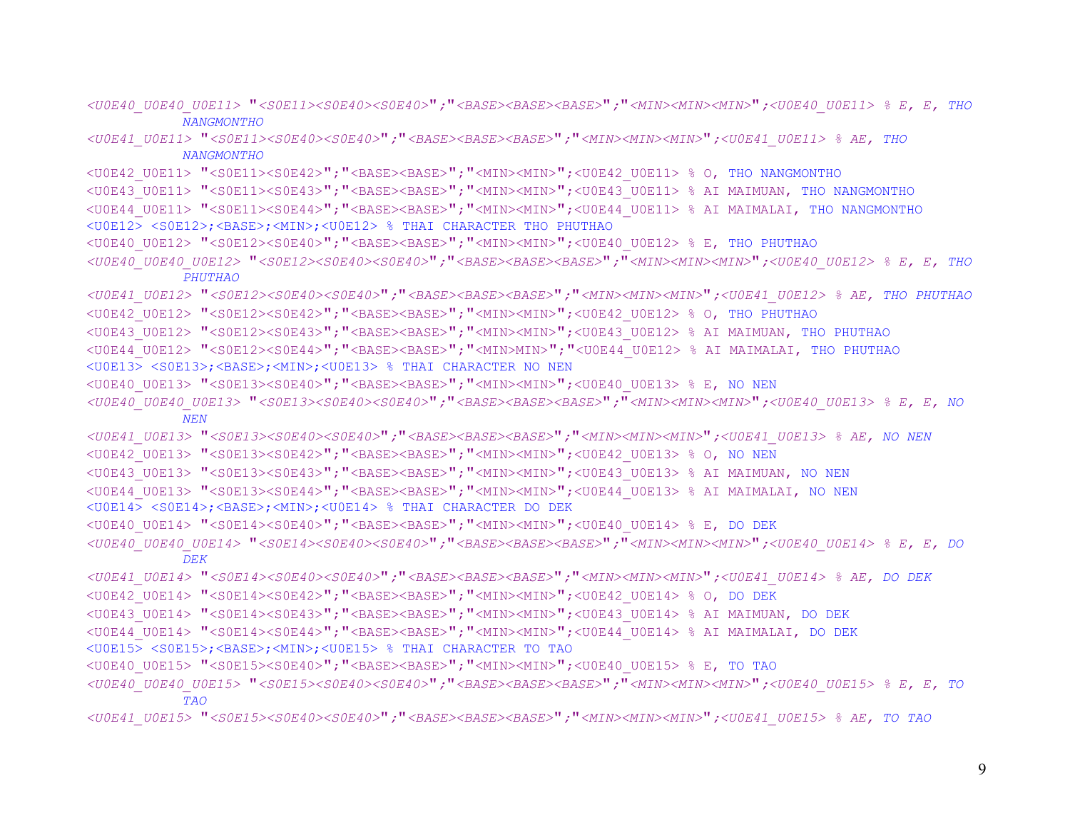```
<U0E40_U0E40_U0E11> "<S0E11><S0E40><S0E40>";"<BASE><BASE><BASE>";"<MIN><MIN><MIN>";<U0E40_U0E11> % E, E, THO
         NANGMONTHO
<U0E41_U0E11> "<S0E11><S0E40><S0E40>";"<BASE><BASE><BASE>";"<MIN><MIN><MIN>";<U0E41_U0E11> % AE, THO
         NANGMONTHO
<U0E42_U0E11> "<S0E11><S0E42>";"<BASE><BASE>";"<MIN><MIN>";<U0E42_U0E11> % O, THO NANGMONTHO
<U0E43_U0E11> "<S0E11><S0E43>";"<BASE><BASE>";"<MIN><MIN>";<U0E43_U0E11> % AI MAIMUAN, THO NANGMONTHO
<U0E44_U0E11> "<S0E11><S0E44>";"<BASE><BASE>";"<MIN><MIN>";<U0E44_U0E11> % AI MAIMALAI, THO NANGMONTHO
<U0E12> <S0E12>;<BASE>;<MIN>;<U0E12> % THAI CHARACTER THO PHUTHAO
<U0E40_U0E12> "<S0E12><S0E40>";"<BASE><BASE>";"<MIN><MIN>";<U0E40_U0E12> % E, THO PHUTHAO
<U0E40_U0E40_U0E12> "<S0E12><S0E40><S0E40>";"<BASE><BASE><BASE>";"<MIN><MIN><MIN>";<U0E40_U0E12> % E, E, THO
         PHUTHAO
<U0E41_U0E12> "<S0E12><S0E40><S0E40>";"<BASE><BASE><BASE>";"<MIN><MIN><MIN>";<U0E41_U0E12> % AE, THO PHUTHAO
<U0E42_U0E12> "<S0E12><S0E42>";"<BASE><BASE>";"<MIN><MIN>";<U0E42_U0E12> % O, THO PHUTHAO
<U0E43_U0E12> "<S0E12><S0E43>";"<BASE><BASE>";"<MIN><MIN>";<U0E43_U0E12> % AI MAIMUAN, THO PHUTHAO
<U0E44_U0E12> "<S0E12><S0E44>";"<BASE><BASE>";"<MIN>MIN>";"<U0E44_U0E12> % AI MAIMALAI, THO PHUTHAO
<U0E13> <S0E13>;<BASE>;<MIN>;<U0E13> % THAI CHARACTER NO NEN
<U0E40_U0E13> "<S0E13><S0E40>";"<BASE><BASE>";"<MIN><MIN>";<U0E40_U0E13> % E, NO NEN
<U0E40_U0E40_U0E13> "<S0E13><S0E40><S0E40>";"<BASE><BASE><BASE>";"<MIN><MIN><MIN>";<U0E40_U0E13> % E, E, NO
         NEN
<U0E41_U0E13> "<S0E13><S0E40><S0E40>";"<BASE><BASE><BASE>";"<MIN><MIN><MIN>";<U0E41_U0E13> % AE, NO NEN
<U0E42_U0E13> "<S0E13><S0E42>";"<BASE><BASE>";"<MIN><MIN>";<U0E42_U0E13> % O, NO NEN
<U0E43_U0E13> "<S0E13><S0E43>";"<BASE><BASE>";"<MIN><MIN>";<U0E43_U0E13> % AI MAIMUAN, NO NEN
<U0E44_U0E13> "<S0E13><S0E44>";"<BASE><BASE>";"<MIN><MIN>";<U0E44_U0E13> % AI MAIMALAI, NO NEN
<U0E14> <S0E14>;<BASE>;<MIN>;<U0E14> % THAI CHARACTER DO DEK
<U0E40_U0E14> "<S0E14><S0E40>";"<BASE><BASE>";"<MIN><MIN>";<U0E40_U0E14> % E, DO DEK
<U0E40_U0E40_U0E14> "<S0E14><S0E40><S0E40>";"<BASE><BASE><BASE>";"<MIN><MIN><MIN>";<U0E40_U0E14> % E, E, DO
         DEK
<U0E41_U0E14> "<S0E14><S0E40><S0E40>";"<BASE><BASE><BASE>";"<MIN><MIN><MIN>";<U0E41_U0E14> % AE, DO DEK
<U0E42_U0E14> "<S0E14><S0E42>";"<BASE><BASE>";"<MIN><MIN>";<U0E42_U0E14> % O, DO DEK
<U0E43_U0E14> "<S0E14><S0E43>";"<BASE><BASE>";"<MIN><MIN>";<U0E43_U0E14> % AI MAIMUAN, DO DEK
<U0E44_U0E14> "<S0E14><S0E44>";"<BASE><BASE>";"<MIN><MIN>";<U0E44_U0E14> % AI MAIMALAI, DO DEK
<U0E15> <S0E15>;<BASE>;<MIN>;<U0E15> % THAI CHARACTER TO TAO
<U0E40_U0E15> "<S0E15><S0E40>";"<BASE><BASE>";"<MIN><MIN>";<U0E40_U0E15> % E, TO TAO
<U0E40_U0E40_U0E15> "<S0E15><S0E40><S0E40>";"<BASE><BASE><BASE>";"<MIN><MIN><MIN>";<U0E40_U0E15> % E, E, TO
         TAO
<U0E41_U0E15> "<S0E15><S0E40><S0E40>";"<BASE><BASE><BASE>";"<MIN><MIN><MIN>";<U0E41_U0E15> % AE, TO TAO
```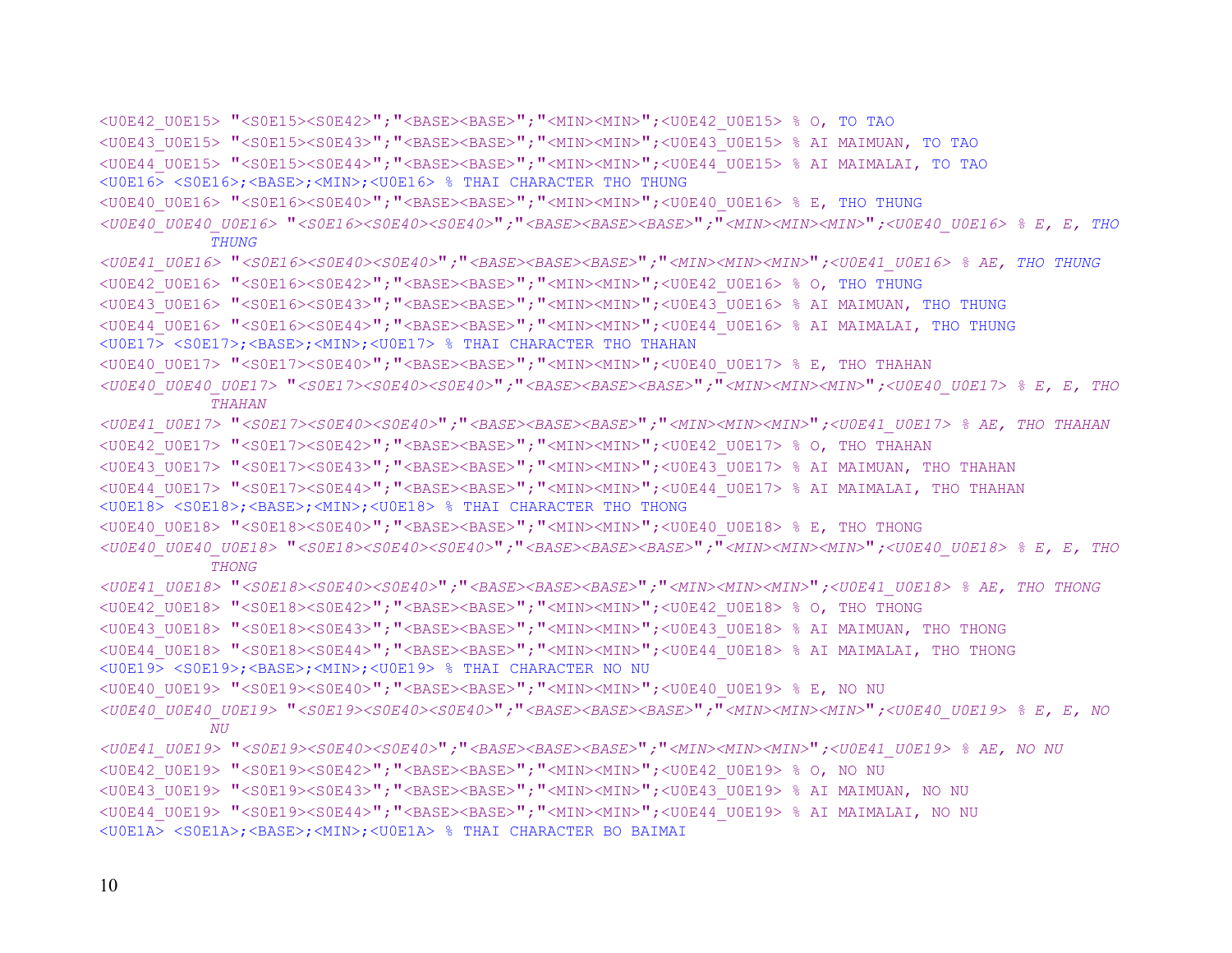```
<U0E42_U0E15> "<S0E15><S0E42>";"<BASE><BASE>";"<MIN><MIN>";<U0E42_U0E15> % O, TO TAO
<U0E43_U0E15> "<S0E15><S0E43>";"<BASE><BASE>";"<MIN><MIN>";<U0E43_U0E15> % AI MAIMUAN, TO TAO
<U0E44_U0E15> "<S0E15><S0E44>";"<BASE><BASE>";"<MIN><MIN>";<U0E44_U0E15> % AI MAIMALAI, TO TAO
<U0E16> <S0E16>;<BASE>;<MIN>;<U0E16> % THAI CHARACTER THO THUNG
<U0E40_U0E16> "<S0E16><S0E40>";"<BASE><BASE>";"<MIN><MIN>";<U0E40_U0E16> % E, THO THUNG
<U0E40_U0E40_U0E16> "<S0E16><S0E40><S0E40>";"<BASE><BASE><BASE>";"<MIN><MIN><MIN>";<U0E40_U0E16> % E, E, THO
        THUNG
<U0E41_U0E16> "<S0E16><S0E40><S0E40>";"<BASE><BASE><BASE>";"<MIN><MIN><MIN>";<U0E41_U0E16> % AE, THO THUNG
<U0E42_U0E16> "<S0E16><S0E42>";"<BASE><BASE>";"<MIN><MIN>";<U0E42_U0E16> % O, THO THUNG
<U0E43_U0E16> "<S0E16><S0E43>";"<BASE><BASE>";"<MIN><MIN>";<U0E43_U0E16> % AI MAIMUAN, THO THUNG
<U0E44_U0E16> "<S0E16><S0E44>";"<BASE><BASE>";"<MIN><MIN>";<U0E44_U0E16> % AI MAIMALAI, THO THUNG
<U0E17> <S0E17>;<BASE>;<MIN>;<U0E17> % THAI CHARACTER THO THAHAN
<U0E40_U0E17> "<S0E17><S0E40>";"<BASE><BASE>";"<MIN><MIN>";<U0E40_U0E17> % E, THO THAHAN
<U0E40_U0E40_U0E17> "<S0E17><S0E40><S0E40>";"<BASE><BASE><BASE>";"<MIN><MIN><MIN>";<U0E40_U0E17> % E, E, THO
        THAHAN
<U0E41_U0E17> "<S0E17><S0E40><S0E40>";"<BASE><BASE><BASE>";"<MIN><MIN><MIN>";<U0E41_U0E17> % AE, THO THAHAN
<U0E42_U0E17> "<S0E17><S0E42>";"<BASE><BASE>";"<MIN><MIN>";<U0E42_U0E17> % O, THO THAHAN
<U0E43_U0E17> "<S0E17><S0E43>";"<BASE><BASE>";"<MIN><MIN>";<U0E43_U0E17> % AI MAIMUAN, THO THAHAN
<U0E44_U0E17> "<S0E17><S0E44>";"<BASE><BASE>";"<MIN><MIN>";<U0E44_U0E17> % AI MAIMALAI, THO THAHAN
<U0E18> <S0E18>;<BASE>;<MIN>;<U0E18> % THAI CHARACTER THO THONG
<U0E40_U0E18> "<S0E18><S0E40>";"<BASE><BASE>";"<MIN><MIN>";<U0E40_U0E18> % E, THO THONG
<U0E40_U0E40_U0E18> "<S0E18><S0E40><S0E40>";"<BASE><BASE><BASE>";"<MIN><MIN><MIN>";<U0E40_U0E18> % E, E, THO
        THONG
<U0E41_U0E18> "<S0E18><S0E40><S0E40>";"<BASE><BASE><BASE>";"<MIN><MIN><MIN>";<U0E41_U0E18> % AE, THO THONG
<U0E42_U0E18> "<S0E18><S0E42>";"<BASE><BASE>";"<MIN><MIN>";<U0E42_U0E18> % O, THO THONG
<U0E43_U0E18> "<S0E18><S0E43>";"<BASE><BASE>";"<MIN><MIN>";<U0E43_U0E18> % AI MAIMUAN, THO THONG
<U0E44_U0E18> "<S0E18><S0E44>";"<BASE><BASE>";"<MIN><MIN>";<U0E44_U0E18> % AI MAIMALAI, THO THONG
<U0E19> <S0E19>;<BASE>;<MIN>;<U0E19> % THAI CHARACTER NO NU
<U0E40_U0E19> "<S0E19><S0E40>";"<BASE><BASE>";"<MIN><MIN>";<U0E40_U0E19> % E, NO NU
<U0E40_U0E40_U0E19> "<S0E19><S0E40><S0E40>";"<BASE><BASE><BASE>";"<MIN><MIN><MIN>";<U0E40_U0E19> % E, E, NO
        NU
<U0E41_U0E19> "<S0E19><S0E40><S0E40>";"<BASE><BASE><BASE>";"<MIN><MIN><MIN>";<U0E41_U0E19> % AE, NO NU
<U0E42_U0E19> "<S0E19><S0E42>";"<BASE><BASE>";"<MIN><MIN>";<U0E42_U0E19> % O, NO NU
<U0E43_U0E19> "<S0E19><S0E43>";"<BASE><BASE>";"<MIN><MIN>";<U0E43_U0E19> % AI MAIMUAN, NO NU
<U0E44_U0E19> "<S0E19><S0E44>";"<BASE><BASE>";"<MIN><MIN>";<U0E44_U0E19> % AI MAIMALAI, NO NU
<U0E1A> <S0E1A>;<BASE>;<MIN>;<U0E1A> % THAI CHARACTER BO BAIMAI
```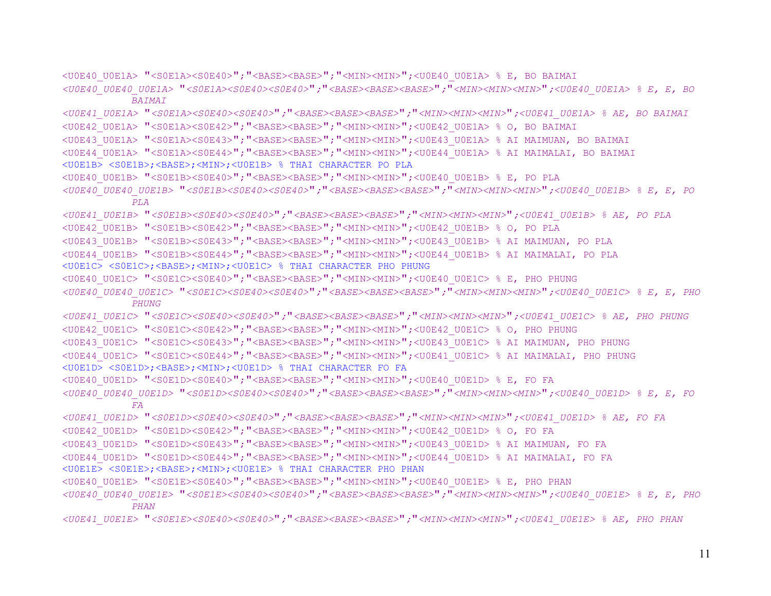```
<U0E40_U0E1A> "<S0E1A><S0E40>";"<BASE><BASE>";"<MIN><MIN>";<U0E40_U0E1A> % E, BO BAIMAI
<U0E40_U0E40_U0E1A> "<S0E1A><S0E40><S0E40>";"<BASE><BASE><BASE>";"<MIN><MIN><MIN>";<U0E40_U0E1A> % E, E, BO
        BAIMAI
<U0E41_U0E1A> "<S0E1A><S0E40><S0E40>";"<BASE><BASE><BASE>";"<MIN><MIN><MIN>";<U0E41_U0E1A> % AE, BO BAIMAI
<U0E42_U0E1A> "<S0E1A><S0E42>";"<BASE><BASE>";"<MIN><MIN>";<U0E42_U0E1A> % O, BO BAIMAI
<U0E43_U0E1A> "<S0E1A><S0E43>";"<BASE><BASE>";"<MIN><MIN>";<U0E43_U0E1A> % AI MAIMUAN, BO BAIMAI
<U0E44_U0E1A> "<S0E1A><S0E44>";"<BASE><BASE>";"<MIN><MIN>";<U0E44_U0E1A> % AI MAIMALAI, BO BAIMAI
<U0E1B> <S0E1B>;<BASE>;<MIN>;<U0E1B> % THAI CHARACTER PO PLA
<U0E40_U0E1B> "<S0E1B><S0E40>";"<BASE><BASE>";"<MIN><MIN>";<U0E40_U0E1B> % E, PO PLA
<U0E40_U0E40_U0E1B> "<S0E1B><S0E40><S0E40>";"<BASE><BASE><BASE>";"<MIN><MIN><MIN>";<U0E40_U0E1B> % E, E, PO
        PLA
<U0E41_U0E1B> "<S0E1B><S0E40><S0E40>";"<BASE><BASE><BASE>";"<MIN><MIN><MIN>";<U0E41_U0E1B> % AE, PO PLA
<U0E42_U0E1B> "<S0E1B><S0E42>";"<BASE><BASE>";"<MIN><MIN>";<U0E42_U0E1B> % O, PO PLA
<U0E43_U0E1B> "<S0E1B><S0E43>";"<BASE><BASE>";"<MIN><MIN>";<U0E43_U0E1B> % AI MAIMUAN, PO PLA
<U0E44_U0E1B> "<S0E1B><S0E44>";"<BASE><BASE>";"<MIN><MIN>";<U0E44_U0E1B> % AI MAIMALAI, PO PLA
<U0E1C> <S0E1C>;<BASE>;<MIN>;<U0E1C> % THAI CHARACTER PHO PHUNG
<U0E40_U0E1C> "<S0E1C><S0E40>";"<BASE><BASE>";"<MIN><MIN>";<U0E40_U0E1C> % E, PHO PHUNG
<U0E40_U0E40_U0E1C> "<S0E1C><S0E40><S0E40>";"<BASE><BASE><BASE>";"<MIN><MIN><MIN>";<U0E40_U0E1C> % E, E, PHO
        PHUNG
<U0E41_U0E1C> "<S0E1C><S0E40><S0E40>";"<BASE><BASE><BASE>";"<MIN><MIN><MIN>";<U0E41_U0E1C> % AE, PHO PHUNG
<U0E42_U0E1C> "<S0E1C><S0E42>";"<BASE><BASE>";"<MIN><MIN>";<U0E42_U0E1C> % O, PHO PHUNG
<U0E43_U0E1C> "<S0E1C><S0E43>";"<BASE><BASE>";"<MIN><MIN>";<U0E43_U0E1C> % AI MAIMUAN, PHO PHUNG
<U0E44_U0E1C> "<S0E1C><S0E44>";"<BASE><BASE>";"<MIN><MIN>";<U0E41_U0E1C> % AI MAIMALAI, PHO PHUNG
<U0E1D> <S0E1D>;<BASE>;<MIN>;<U0E1D> % THAI CHARACTER FO FA
<U0E40_U0E1D> "<S0E1D><S0E40>";"<BASE><BASE>";"<MIN><MIN>";<U0E40_U0E1D> % E, FO FA
<U0E40_U0E40_U0E1D> "<S0E1D><S0E40><S0E40>";"<BASE><BASE><BASE>";"<MIN><MIN><MIN>";<U0E40_U0E1D> % E, E, FO
        FA
<U0E41_U0E1D> "<S0E1D><S0E40><S0E40>";"<BASE><BASE><BASE>";"<MIN><MIN><MIN>";<U0E41_U0E1D> % AE, FO FA
<U0E42_U0E1D> "<S0E1D><S0E42>";"<BASE><BASE>";"<MIN><MIN>";<U0E42_U0E1D> % O, FO FA
<U0E43_U0E1D> "<S0E1D><S0E43>";"<BASE><BASE>";"<MIN><MIN>";<U0E43_U0E1D> % AI MAIMUAN, FO FA
<U0E44_U0E1D> "<S0E1D><S0E44>";"<BASE><BASE>";"<MIN><MIN>";<U0E44_U0E1D> % AI MAIMALAI, FO FA
<U0E1E> <S0E1E>;<BASE>;<MIN>;<U0E1E> % THAI CHARACTER PHO PHAN
<U0E40_U0E1E> "<S0E1E><S0E40>";"<BASE><BASE>";"<MIN><MIN>";<U0E40_U0E1E> % E, PHO PHAN
<U0E40_U0E40_U0E1E> "<S0E1E><S0E40><S0E40>";"<BASE><BASE><BASE>";"<MIN><MIN><MIN>";<U0E40_U0E1E> % E, E, PHO
        PHAN
<U0E41_U0E1E> "<S0E1E><S0E40><S0E40>";"<BASE><BASE><BASE>";"<MIN><MIN><MIN>";<U0E41_U0E1E> % AE, PHO PHAN
```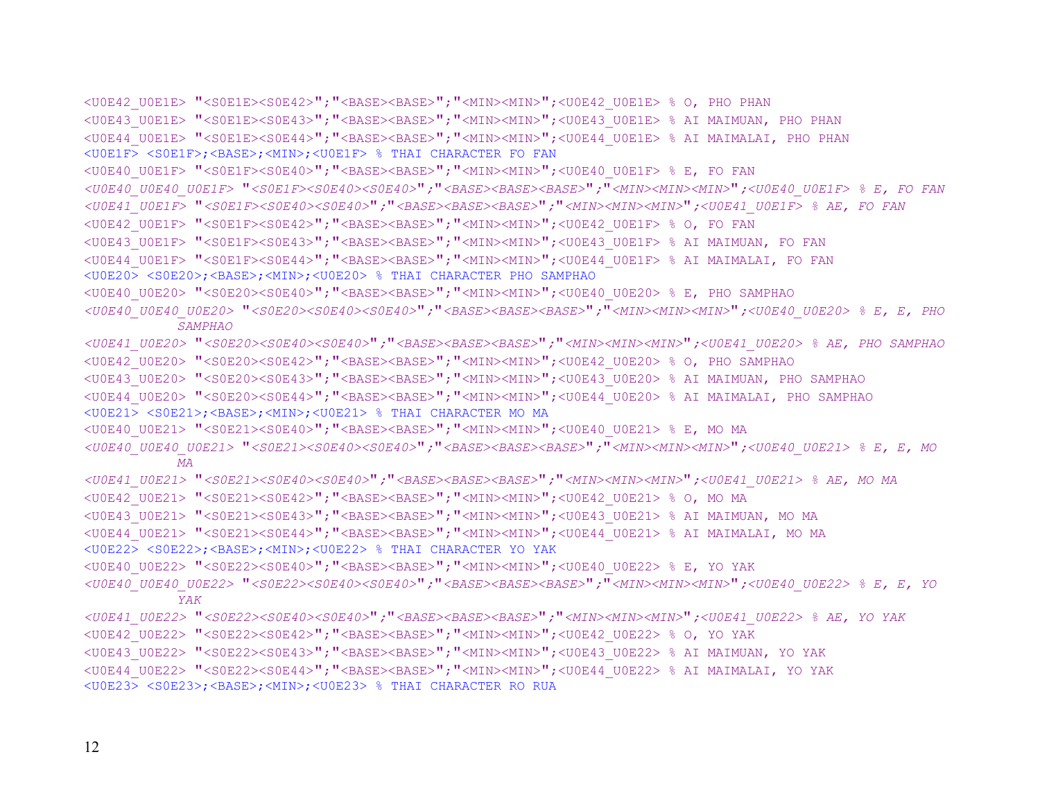```
<U0E42_U0E1E> "<S0E1E><S0E42>";"<BASE><BASE>";"<MIN><MIN>";<U0E42_U0E1E> % O, PHO PHAN
<U0E43_U0E1E> "<S0E1E><S0E43>";"<BASE><BASE>";"<MIN><MIN>";<U0E43_U0E1E> % AI MAIMUAN, PHO PHAN
<U0E44_U0E1E> "<S0E1E><S0E44>";"<BASE><BASE>";"<MIN><MIN>";<U0E44_U0E1E> % AI MAIMALAI, PHO PHAN
<U0E1F> <S0E1F>;<BASE>;<MIN>;<U0E1F> % THAI CHARACTER FO FAN
<U0E40_U0E1F> "<S0E1F><S0E40>";"<BASE><BASE>";"<MIN><MIN>";<U0E40_U0E1F> % E, FO FAN
<U0E40_U0E40_U0E1F> "<S0E1F><S0E40><S0E40>";"<BASE><BASE><BASE>";"<MIN><MIN><MIN>";<U0E40_U0E1F> % E, FO FAN
<U0E41_U0E1F> "<S0E1F><S0E40><S0E40>";"<BASE><BASE><BASE>";"<MIN><MIN><MIN>";<U0E41_U0E1F> % AE, FO FAN
<U0E42_U0E1F> "<S0E1F><S0E42>";"<BASE><BASE>";"<MIN><MIN>";<U0E42_U0E1F> % O, FO FAN
<U0E43_U0E1F> "<S0E1F><S0E43>";"<BASE><BASE>";"<MIN><MIN>";<U0E43_U0E1F> % AI MAIMUAN, FO FAN
<U0E44_U0E1F> "<S0E1F><S0E44>";"<BASE><BASE>";"<MIN><MIN>";<U0E44_U0E1F> % AI MAIMALAI, FO FAN
<U0E20> <S0E20>;<BASE>;<MIN>;<U0E20> % THAI CHARACTER PHO SAMPHAO
<U0E40_U0E20> "<S0E20><S0E40>";"<BASE><BASE>";"<MIN><MIN>";<U0E40_U0E20> % E, PHO SAMPHAO
<U0E40_U0E40_U0E20> "<S0E20><S0E40><S0E40>";"<BASE><BASE><BASE>";"<MIN><MIN><MIN>";<U0E40_U0E20> % E, E, PHO
            SAMPHAO
<U0E41_U0E20> "<S0E20><S0E40><S0E40>";"<BASE><BASE><BASE>";"<MIN><MIN><MIN>";<U0E41_U0E20> % AE, PHO SAMPHAO
<U0E42_U0E20> "<S0E20><S0E42>";"<BASE><BASE>";"<MIN><MIN>";<U0E42_U0E20> % O, PHO SAMPHAO
<U0E43_U0E20> "<S0E20><S0E43>";"<BASE><BASE>";"<MIN><MIN>";<U0E43_U0E20> % AI MAIMUAN, PHO SAMPHAO
<U0E44_U0E20> "<S0E20><S0E44>";"<BASE><BASE>";"<MIN><MIN>";<U0E44_U0E20> % AI MAIMALAI, PHO SAMPHAO
<U0E21> <S0E21>;<BASE>;<MIN>;<U0E21> % THAI CHARACTER MO MA
<U0E40_U0E21> "<S0E21><S0E40>";"<BASE><BASE>";"<MIN><MIN>";<U0E40_U0E21> % E, MO MA
<U0E40_U0E40_U0E21> "<S0E21><S0E40><S0E40>";"<BASE><BASE><BASE>";"<MIN><MIN><MIN>";<U0E40_U0E21> % E, E, MO
            MA
<U0E41_U0E21> "<S0E21><S0E40><S0E40>";"<BASE><BASE><BASE>";"<MIN><MIN><MIN>";<U0E41_U0E21> % AE, MO MA
<U0E42_U0E21> "<S0E21><S0E42>";"<BASE><BASE>";"<MIN><MIN>";<U0E42_U0E21> % O, MO MA
<U0E43_U0E21> "<S0E21><S0E43>";"<BASE><BASE>";"<MIN><MIN>";<U0E43_U0E21> % AI MAIMUAN, MO MA
<U0E44_U0E21> "<S0E21><S0E44>";"<BASE><BASE>";"<MIN><MIN>";<U0E44_U0E21> % AI MAIMALAI, MO MA
<U0E22> <S0E22>;<BASE>;<MIN>;<U0E22> % THAI CHARACTER YO YAK
<U0E40_U0E22> "<S0E22><S0E40>";"<BASE><BASE>";"<MIN><MIN>";<U0E40_U0E22> % E, YO YAK
<U0E40_U0E40_U0E22> "<S0E22><S0E40><S0E40>";"<BASE><BASE><BASE>";"<MIN><MIN><MIN>";<U0E40_U0E22> % E, E, YO
            YAK
<U0E41_U0E22> "<S0E22><S0E40><S0E40>";"<BASE><BASE><BASE>";"<MIN><MIN><MIN>";<U0E41_U0E22> % AE, YO YAK
<U0E42_U0E22> "<S0E22><S0E42>";"<BASE><BASE>";"<MIN><MIN>";<U0E42_U0E22> % O, YO YAK
<U0E43_U0E22> "<S0E22><S0E43>";"<BASE><BASE>";"<MIN><MIN>";<U0E43_U0E22> % AI MAIMUAN, YO YAK
<U0E44_U0E22> "<S0E22><S0E44>";"<BASE><BASE>";"<MIN><MIN>";<U0E44_U0E22> % AI MAIMALAI, YO YAK
<U0E23> <S0E23>;<BASE>;<MIN>;<U0E23> % THAI CHARACTER RO RUA
```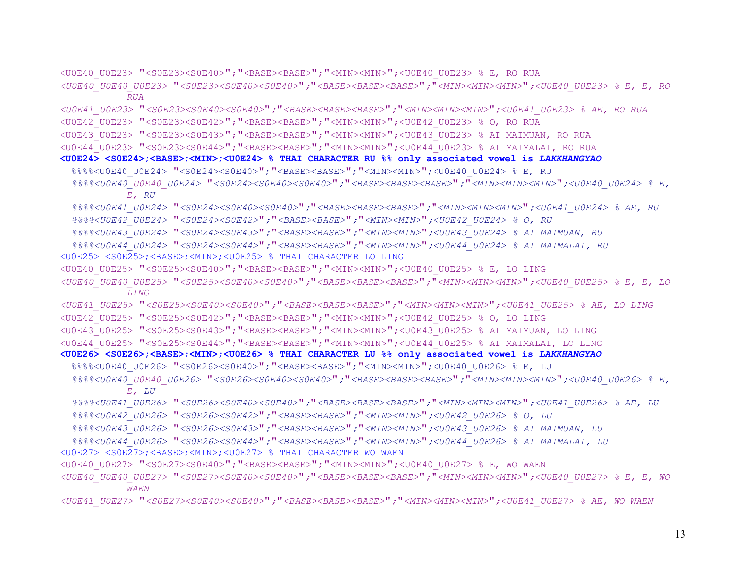```
<U0E40_U0E23> "<S0E23><S0E40>";"<BASE><BASE>";"<MIN><MIN>";<U0E40_U0E23> % E, RO RUA
<U0E40_U0E40_U0E23> "<S0E23><S0E40><S0E40>";"<BASE><BASE><BASE>";"<MIN><MIN><MIN>";<U0E40_U0E23> % E, E, RO
        RUA
<U0E41_U0E23> "<S0E23><S0E40><S0E40>";"<BASE><BASE><BASE>";"<MIN><MIN><MIN>";<U0E41_U0E23> % AE, RO RUA
<U0E42_U0E23> "<S0E23><S0E42>";"<BASE><BASE>";"<MIN><MIN>";<U0E42_U0E23> % O, RO RUA
<U0E43_U0E23> "<S0E23><S0E43>";"<BASE><BASE>";"<MIN><MIN>";<U0E43_U0E23> % AI MAIMUAN, RO RUA
<U0E44_U0E23> "<S0E23><S0E44>";"<BASE><BASE>";"<MIN><MIN>";<U0E44_U0E23> % AI MAIMALAI, RO RUA
<U0E24> <S0E24>;<BASE>;<MIN>;<U0E24> % THAI CHARACTER RU %% only associated vowel is LAKKHANGYAO
  %%%%<U0E40_U0E24> "<S0E24><S0E40>";"<BASE><BASE>";"<MIN><MIN>";<U0E40_U0E24> % E, RU
  %%%%<U0E40_U0E40_U0E24> "<S0E24><S0E40><S0E40>";"<BASE><BASE><BASE>";"<MIN><MIN><MIN>";<U0E40_U0E24> % E,
        E, RU
  %%%%<U0E41_U0E24> "<S0E24><S0E40><S0E40>";"<BASE><BASE><BASE>";"<MIN><MIN><MIN>";<U0E41_U0E24> % AE, RU
  %%%%<U0E42_U0E24> "<S0E24><S0E42>";"<BASE><BASE>";"<MIN><MIN>";<U0E42_U0E24> % O, RU
  %%%%<U0E43_U0E24> "<S0E24><S0E43>";"<BASE><BASE>";"<MIN><MIN>";<U0E43_U0E24> % AI MAIMUAN, RU
  %%%%<U0E44_U0E24> "<S0E24><S0E44>";"<BASE><BASE>";"<MIN><MIN>";<U0E44_U0E24> % AI MAIMALAI, RU
<U0E25> <S0E25>;<BASE>;<MIN>;<U0E25> % THAI CHARACTER LO LING
<U0E40_U0E25> "<S0E25><S0E40>";"<BASE><BASE>";"<MIN><MIN>";<U0E40_U0E25> % E, LO LING
<U0E40_U0E40_U0E25> "<S0E25><S0E40><S0E40>";"<BASE><BASE><BASE>";"<MIN><MIN><MIN>";<U0E40_U0E25> % E, E, LO
        LING
<U0E41_U0E25> "<S0E25><S0E40><S0E40>";"<BASE><BASE><BASE>";"<MIN><MIN><MIN>";<U0E41_U0E25> % AE, LO LING
<U0E42_U0E25> "<S0E25><S0E42>";"<BASE><BASE>";"<MIN><MIN>";<U0E42_U0E25> % O, LO LING
<U0E43_U0E25> "<S0E25><S0E43>";"<BASE><BASE>";"<MIN><MIN>";<U0E43_U0E25> % AI MAIMUAN, LO LING
<U0E44_U0E25> "<S0E25><S0E44>";"<BASE><BASE>";"<MIN><MIN>";<U0E44_U0E25> % AI MAIMALAI, LO LING
<U0E26> <S0E26>;<BASE>;<MIN>;<U0E26> % THAI CHARACTER LU %% only associated vowel is LAKKHANGYAO
  %%%%<U0E40_U0E26> "<S0E26><S0E40>";"<BASE><BASE>";"<MIN><MIN>";<U0E40_U0E26> % E, LU
  %%%%<U0E40_U0E40_U0E26> "<S0E26><S0E40><S0E40>";"<BASE><BASE><BASE>";"<MIN><MIN><MIN>";<U0E40_U0E26> % E,
        E, LU
  %%%%<U0E41_U0E26> "<S0E26><S0E40><S0E40>";"<BASE><BASE><BASE>";"<MIN><MIN><MIN>";<U0E41_U0E26> % AE, LU
  %%%%<U0E42_U0E26> "<S0E26><S0E42>";"<BASE><BASE>";"<MIN><MIN>";<U0E42_U0E26> % O, LU
  %%%%<U0E43_U0E26> "<S0E26><S0E43>";"<BASE><BASE>";"<MIN><MIN>";<U0E43_U0E26> % AI MAIMUAN, LU
  %%%%<U0E44_U0E26> "<S0E26><S0E44>";"<BASE><BASE>";"<MIN><MIN>";<U0E44_U0E26> % AI MAIMALAI, LU
<U0E27> <S0E27>;<BASE>;<MIN>;<U0E27> % THAI CHARACTER WO WAEN
<U0E40_U0E27> "<S0E27><S0E40>";"<BASE><BASE>";"<MIN><MIN>";<U0E40_U0E27> % E, WO WAEN
<U0E40_U0E40_U0E27> "<S0E27><S0E40><S0E40>";"<BASE><BASE><BASE>";"<MIN><MIN><MIN>";<U0E40_U0E27> % E, E, WO
        WAEN
<U0E41_U0E27> "<S0E27><S0E40><S0E40>";"<BASE><BASE><BASE>";"<MIN><MIN><MIN>";<U0E41_U0E27> % AE, WO WAEN
```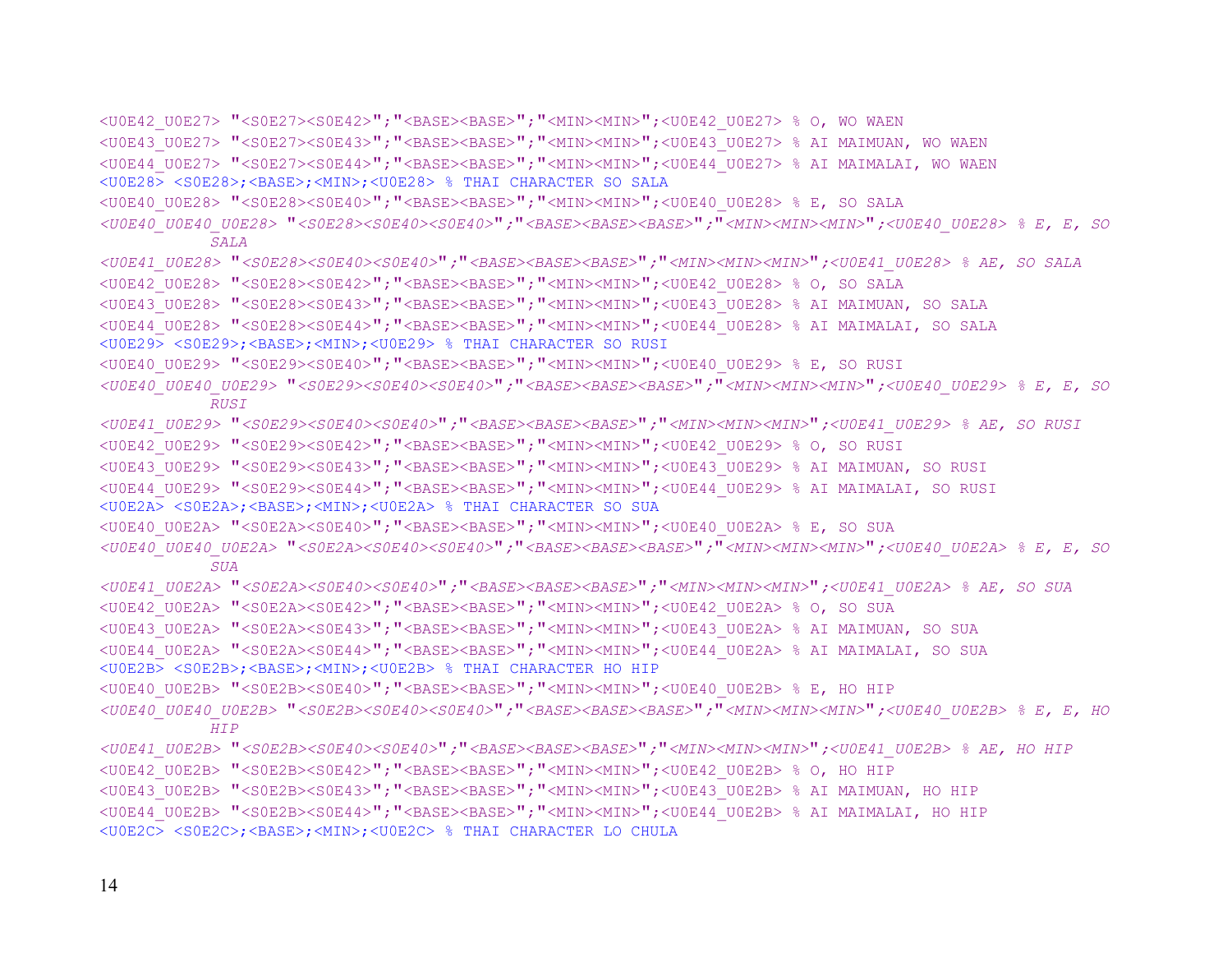```
<U0E42_U0E27> "<S0E27><S0E42>";"<BASE><BASE>";"<MIN><MIN>";<U0E42_U0E27> % O, WO WAEN
<U0E43_U0E27> "<S0E27><S0E43>";"<BASE><BASE>";"<MIN><MIN>";<U0E43_U0E27> % AI MAIMUAN, WO WAEN
<U0E44_U0E27> "<S0E27><S0E44>";"<BASE><BASE>";"<MIN><MIN>";<U0E44_U0E27> % AI MAIMALAI, WO WAEN
<U0E28> <S0E28>;<BASE>;<MIN>;<U0E28> % THAI CHARACTER SO SALA
<U0E40_U0E28> "<S0E28><S0E40>";"<BASE><BASE>";"<MIN><MIN>";<U0E40_U0E28> % E, SO SALA
<U0E40_U0E40_U0E28> "<S0E28><S0E40><S0E40>";"<BASE><BASE><BASE>";"<MIN><MIN><MIN>";<U0E40_U0E28> % E, E, SO
           SALA
<U0E41_U0E28> "<S0E28><S0E40><S0E40>";"<BASE><BASE><BASE>";"<MIN><MIN><MIN>";<U0E41_U0E28> % AE, SO SALA
<U0E42_U0E28> "<S0E28><S0E42>";"<BASE><BASE>";"<MIN><MIN>";<U0E42_U0E28> % O, SO SALA
<U0E43_U0E28> "<S0E28><S0E43>";"<BASE><BASE>";"<MIN><MIN>";<U0E43_U0E28> % AI MAIMUAN, SO SALA
<U0E44_U0E28> "<S0E28><S0E44>";"<BASE><BASE>";"<MIN><MIN>";<U0E44_U0E28> % AI MAIMALAI, SO SALA
<U0E29> <S0E29>;<BASE>;<MIN>;<U0E29> % THAI CHARACTER SO RUSI
<U0E40_U0E29> "<S0E29><S0E40>";"<BASE><BASE>";"<MIN><MIN>";<U0E40_U0E29> % E, SO RUSI
<U0E40_U0E40_U0E29> "<S0E29><S0E40><S0E40>";"<BASE><BASE><BASE>";"<MIN><MIN><MIN>";<U0E40_U0E29> % E, E, SO
           RUSI
<U0E41_U0E29> "<S0E29><S0E40><S0E40>";"<BASE><BASE><BASE>";"<MIN><MIN><MIN>";<U0E41_U0E29> % AE, SO RUSI
<U0E42_U0E29> "<S0E29><S0E42>";"<BASE><BASE>";"<MIN><MIN>";<U0E42_U0E29> % O, SO RUSI
<U0E43_U0E29> "<S0E29><S0E43>";"<BASE><BASE>";"<MIN><MIN>";<U0E43_U0E29> % AI MAIMUAN, SO RUSI
<U0E44_U0E29> "<S0E29><S0E44>";"<BASE><BASE>";"<MIN><MIN>";<U0E44_U0E29> % AI MAIMALAI, SO RUSI
<U0E2A> <S0E2A>;<BASE>;<MIN>;<U0E2A> % THAI CHARACTER SO SUA
<U0E40_U0E2A> "<S0E2A><S0E40>";"<BASE><BASE>";"<MIN><MIN>";<U0E40_U0E2A> % E, SO SUA
<U0E40_U0E40_U0E2A> "<S0E2A><S0E40><S0E40>";"<BASE><BASE><BASE>";"<MIN><MIN><MIN>";<U0E40_U0E2A> % E, E, SO
           SUA
<U0E41_U0E2A> "<S0E2A><S0E40><S0E40>";"<BASE><BASE><BASE>";"<MIN><MIN><MIN>";<U0E41_U0E2A> % AE, SO SUA
<U0E42_U0E2A> "<S0E2A><S0E42>";"<BASE><BASE>";"<MIN><MIN>";<U0E42_U0E2A> % O, SO SUA
<U0E43_U0E2A> "<S0E2A><S0E43>";"<BASE><BASE>";"<MIN><MIN>";<U0E43_U0E2A> % AI MAIMUAN, SO SUA
<U0E44_U0E2A> "<S0E2A><S0E44>";"<BASE><BASE>";"<MIN><MIN>";<U0E44_U0E2A> % AI MAIMALAI, SO SUA
<U0E2B> <S0E2B>;<BASE>;<MIN>;<U0E2B> % THAI CHARACTER HO HIP
<U0E40_U0E2B> "<S0E2B><S0E40>";"<BASE><BASE>";"<MIN><MIN>";<U0E40_U0E2B> % E, HO HIP
<U0E40_U0E40_U0E2B> "<S0E2B><S0E40><S0E40>";"<BASE><BASE><BASE>";"<MIN><MIN><MIN>";<U0E40_U0E2B> % E, E, HO
           HIP
<U0E41_U0E2B> "<S0E2B><S0E40><S0E40>";"<BASE><BASE><BASE>";"<MIN><MIN><MIN>";<U0E41_U0E2B> % AE, HO HIP
<U0E42_U0E2B> "<S0E2B><S0E42>";"<BASE><BASE>";"<MIN><MIN>";<U0E42_U0E2B> % O, HO HIP
<U0E43_U0E2B> "<S0E2B><S0E43>";"<BASE><BASE>";"<MIN><MIN>";<U0E43_U0E2B> % AI MAIMUAN, HO HIP
<U0E44_U0E2B> "<S0E2B><S0E44>";"<BASE><BASE>";"<MIN><MIN>";<U0E44_U0E2B> % AI MAIMALAI, HO HIP
<U0E2C> <S0E2C>;<BASE>;<MIN>;<U0E2C> % THAI CHARACTER LO CHULA
```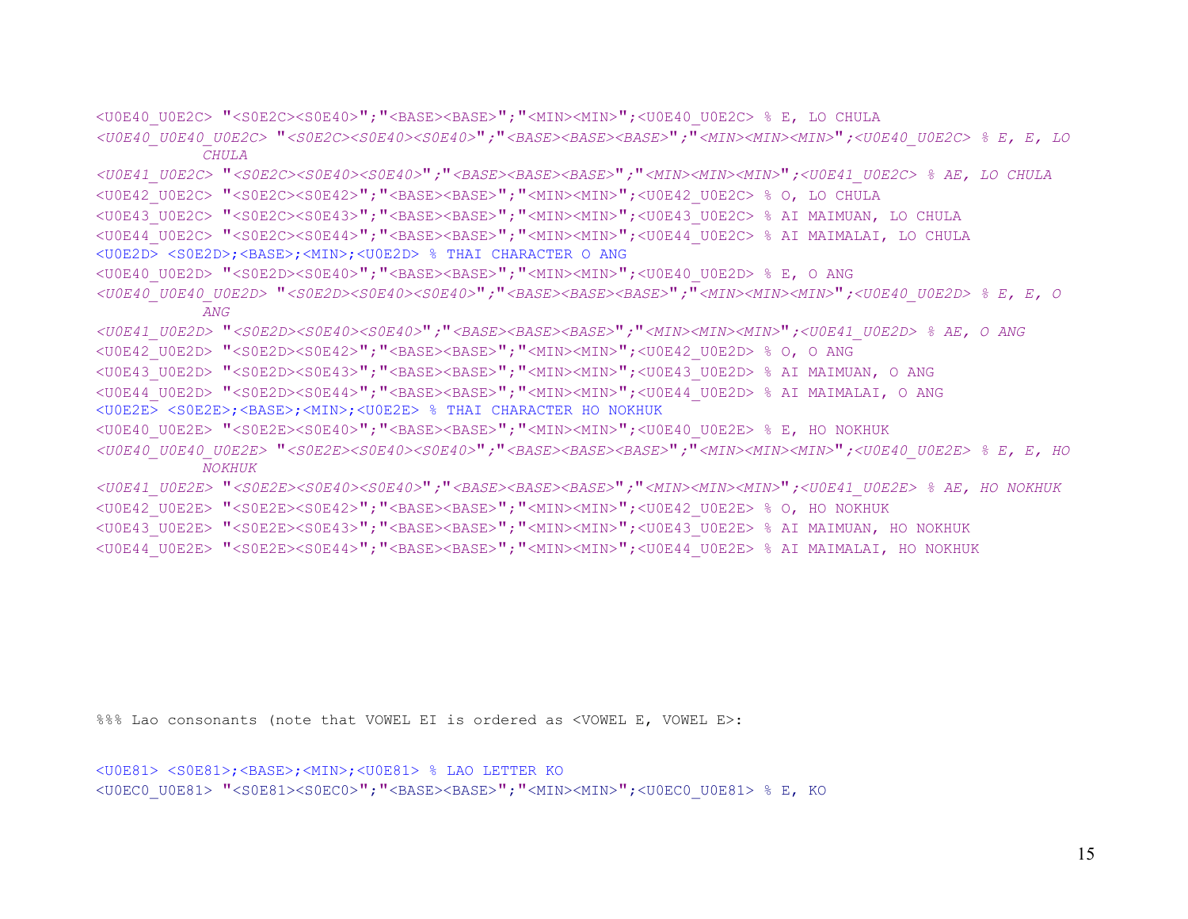```
<U0E40_U0E2C> "<S0E2C><S0E40>";"<BASE><BASE>";"<MIN><MIN>";<U0E40_U0E2C> % E, LO CHULA
<U0E40_U0E40_U0E2C> "<S0E2C><S0E40><S0E40>";"<BASE><BASE><BASE>";"<MIN><MIN><MIN>";<U0E40_U0E2C> % E, E, LO
        CHULA
<U0E41_U0E2C> "<S0E2C><S0E40><S0E40>";"<BASE><BASE><BASE>";"<MIN><MIN><MIN>";<U0E41_U0E2C> % AE, LO CHULA
<U0E42_U0E2C> "<S0E2C><S0E42>";"<BASE><BASE>";"<MIN><MIN>";<U0E42_U0E2C> % O, LO CHULA
<U0E43_U0E2C> "<S0E2C><S0E43>";"<BASE><BASE>";"<MIN><MIN>";<U0E43_U0E2C> % AI MAIMUAN, LO CHULA
<U0E44_U0E2C> "<S0E2C><S0E44>";"<BASE><BASE>";"<MIN><MIN>";<U0E44_U0E2C> % AI MAIMALAI, LO CHULA
<U0E2D> <S0E2D>;<BASE>;<MIN>;<U0E2D> % THAI CHARACTER O ANG
<U0E40_U0E2D> "<S0E2D><S0E40>";"<BASE><BASE>";"<MIN><MIN>";<U0E40_U0E2D> % E, O ANG
<U0E40_U0E40_U0E2D> "<S0E2D><S0E40><S0E40>";"<BASE><BASE><BASE>";"<MIN><MIN><MIN>";<U0E40_U0E2D> % E, E, O
        ANG
<U0E41_U0E2D> "<S0E2D><S0E40><S0E40>";"<BASE><BASE><BASE>";"<MIN><MIN><MIN>";<U0E41_U0E2D> % AE, O ANG
<U0E42_U0E2D> "<S0E2D><S0E42>";"<BASE><BASE>";"<MIN><MIN>";<U0E42_U0E2D> % O, O ANG
<U0E43_U0E2D> "<S0E2D><S0E43>";"<BASE><BASE>";"<MIN><MIN>";<U0E43_U0E2D> % AI MAIMUAN, O ANG
<U0E44_U0E2D> "<S0E2D><S0E44>";"<BASE><BASE>";"<MIN><MIN>";<U0E44_U0E2D> % AI MAIMALAI, O ANG
<U0E2E> <S0E2E>;<BASE>;<MIN>;<U0E2E> % THAI CHARACTER HO NOKHUK
<U0E40_U0E2E> "<S0E2E><S0E40>";"<BASE><BASE>";"<MIN><MIN>";<U0E40_U0E2E> % E, HO NOKHUK
<U0E40_U0E40_U0E2E> "<S0E2E><S0E40><S0E40>";"<BASE><BASE><BASE>";"<MIN><MIN><MIN>";<U0E40_U0E2E> % E, E, HO
        NOKHUK
<U0E41_U0E2E> "<S0E2E><S0E40><S0E40>";"<BASE><BASE><BASE>";"<MIN><MIN><MIN>";<U0E41_U0E2E> % AE, HO NOKHUK
<U0E42_U0E2E> "<S0E2E><S0E42>";"<BASE><BASE>";"<MIN><MIN>";<U0E42_U0E2E> % O, HO NOKHUK
<U0E43_U0E2E> "<S0E2E><S0E43>";"<BASE><BASE>";"<MIN><MIN>";<U0E43_U0E2E> % AI MAIMUAN, HO NOKHUK
<U0E44_U0E2E> "<S0E2E><S0E44>";"<BASE><BASE>";"<MIN><MIN>";<U0E44_U0E2E> % AI MAIMALAI, HO NOKHUK
```

```
%%% Lao consonants (note that VOWEL EI is ordered as <VOWEL E, VOWEL E>:

<U0E81> <S0E81>;<BASE>;<MIN>;<U0E81> % LAO LETTER KO
<U0EC0_U0E81> "<S0E81><S0EC0>";"<BASE><BASE>";"<MIN><MIN>";<U0EC0_U0E81> % E, KO
```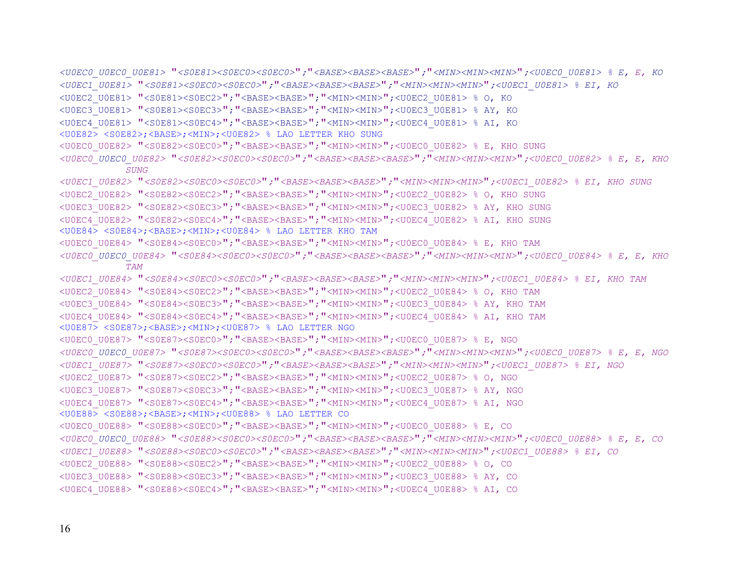```
<U0EC0_U0EC0_U0E81> "<S0E81><S0EC0><S0EC0>";"<BASE><BASE><BASE>";"<MIN><MIN><MIN>";<U0EC0_U0E81> % E, E, KO
<U0EC1_U0E81> "<S0E81><S0EC0><S0EC0>";"<BASE><BASE><BASE>";"<MIN><MIN><MIN>";<U0EC1_U0E81> % EI, KO
<U0EC2_U0E81> "<S0E81><S0EC2>";"<BASE><BASE>";"<MIN><MIN>";<U0EC2_U0E81> % O, KO
<U0EC3_U0E81> "<S0E81><S0EC3>";"<BASE><BASE>";"<MIN><MIN>";<U0EC3_U0E81> % AY, KO
<U0EC4_U0E81> "<S0E81><S0EC4>";"<BASE><BASE>";"<MIN><MIN>";<U0EC4_U0E81> % AI, KO
<U0E82> <S0E82>;<BASE>;<MIN>;<U0E82> % LAO LETTER KHO SUNG
<U0EC0_U0E82> "<S0E82><S0EC0>";"<BASE><BASE>";"<MIN><MIN>";<U0EC0_U0E82> % E, KHO SUNG
<U0EC0_U0EC0_U0E82> "<S0E82><S0EC0><S0EC0>";"<BASE><BASE><BASE>";"<MIN><MIN><MIN>";<U0EC0_U0E82> % E, E, KHO
            SUNG
<U0EC1_U0E82> "<S0E82><S0EC0><S0EC0>";"<BASE><BASE><BASE>";"<MIN><MIN><MIN>";<U0EC1_U0E82> % EI, KHO SUNG
<U0EC2_U0E82> "<S0E82><S0EC2>";"<BASE><BASE>";"<MIN><MIN>";<U0EC2_U0E82> % O, KHO SUNG
<U0EC3_U0E82> "<S0E82><S0EC3>";"<BASE><BASE>";"<MIN><MIN>";<U0EC3_U0E82> % AY, KHO SUNG
<U0EC4_U0E82> "<S0E82><S0EC4>";"<BASE><BASE>";"<MIN><MIN>";<U0EC4_U0E82> % AI, KHO SUNG
<U0E84> <S0E84>;<BASE>;<MIN>;<U0E84> % LAO LETTER KHO TAM
<U0EC0_U0E84> "<S0E84><S0EC0>";"<BASE><BASE>";"<MIN><MIN>";<U0EC0_U0E84> % E, KHO TAM
<U0EC0_U0EC0_U0E84> "<S0E84><S0EC0><S0EC0>";"<BASE><BASE><BASE>";"<MIN><MIN><MIN>";<U0EC0_U0E84> % E, E, KHO
            TAM
<U0EC1_U0E84> "<S0E84><S0EC0><S0EC0>";"<BASE><BASE><BASE>";"<MIN><MIN><MIN>";<U0EC1_U0E84> % EI, KHO TAM
<U0EC2_U0E84> "<S0E84><S0EC2>";"<BASE><BASE>";"<MIN><MIN>";<U0EC2_U0E84> % O, KHO TAM
<U0EC3_U0E84> "<S0E84><S0EC3>";"<BASE><BASE>";"<MIN><MIN>";<U0EC3_U0E84> % AY, KHO TAM
<U0EC4_U0E84> "<S0E84><S0EC4>";"<BASE><BASE>";"<MIN><MIN>";<U0EC4_U0E84> % AI, KHO TAM
<U0E87> <S0E87>;<BASE>;<MIN>;<U0E87> % LAO LETTER NGO
<U0EC0_U0E87> "<S0E87><S0EC0>";"<BASE><BASE>";"<MIN><MIN>";<U0EC0_U0E87> % E, NGO
<U0EC0_U0EC0_U0E87> "<S0E87><S0EC0><S0EC0>";"<BASE><BASE><BASE>";"<MIN><MIN><MIN>";<U0EC0_U0E87> % E, E, NGO
<U0EC1_U0E87> "<S0E87><S0EC0><S0EC0>";"<BASE><BASE><BASE>";"<MIN><MIN><MIN>";<U0EC1_U0E87> % EI, NGO
<U0EC2_U0E87> "<S0E87><S0EC2>";"<BASE><BASE>";"<MIN><MIN>";<U0EC2_U0E87> % O, NGO
<U0EC3_U0E87> "<S0E87><S0EC3>";"<BASE><BASE>";"<MIN><MIN>";<U0EC3_U0E87> % AY, NGO
<U0EC4_U0E87> "<S0E87><S0EC4>";"<BASE><BASE>";"<MIN><MIN>";<U0EC4_U0E87> % AI, NGO
<U0E88> <S0E88>;<BASE>;<MIN>;<U0E88> % LAO LETTER CO
<U0EC0_U0E88> "<S0E88><S0EC0>";"<BASE><BASE>";"<MIN><MIN>";<U0EC0_U0E88> % E, CO
<U0EC0_U0EC0_U0E88> "<S0E88><S0EC0><S0EC0>";"<BASE><BASE><BASE>";"<MIN><MIN><MIN>";<U0EC0_U0E88> % E, E, CO
<U0EC1_U0E88> "<S0E88><S0EC0><S0EC0>";"<BASE><BASE><BASE>";"<MIN><MIN><MIN>";<U0EC1_U0E88> % EI, CO
<U0EC2_U0E88> "<S0E88><S0EC2>";"<BASE><BASE>";"<MIN><MIN>";<U0EC2_U0E88> % O, CO
<U0EC3_U0E88> "<S0E88><S0EC3>";"<BASE><BASE>";"<MIN><MIN>";<U0EC3_U0E88> % AY, CO
<U0EC4_U0E88> "<S0E88><S0EC4>";"<BASE><BASE>";"<MIN><MIN>";<U0EC4_U0E88> % AI, CO
```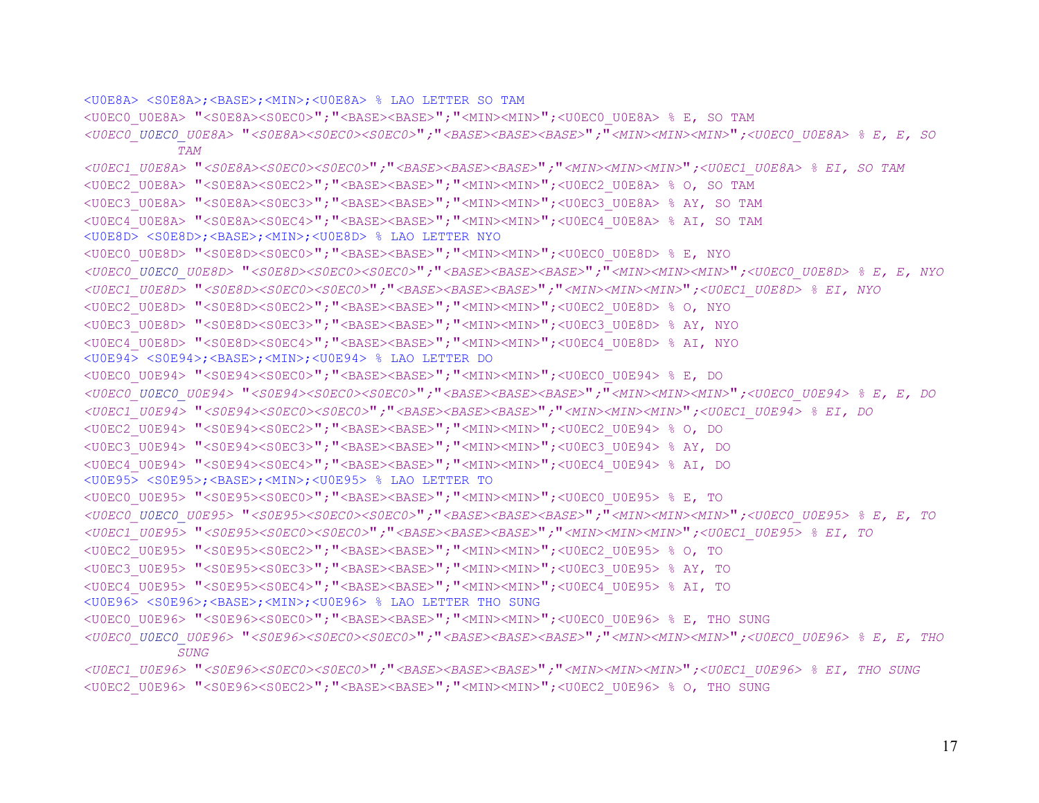```
<U0E8A> <S0E8A>;<BASE>;<MIN>;<U0E8A> % LAO LETTER SO TAM
<U0EC0_U0E8A> "<S0E8A><S0EC0>";"<BASE><BASE>";"<MIN><MIN>";<U0EC0_U0E8A> % E, SO TAM
<U0EC0_U0EC0_U0E8A> "<S0E8A><S0EC0><S0EC0>";"<BASE><BASE><BASE>";"<MIN><MIN><MIN>";<U0EC0_U0E8A> % E, E, SO
        TAM
<U0EC1_U0E8A> "<S0E8A><S0EC0><S0EC0>";"<BASE><BASE><BASE>";"<MIN><MIN><MIN>";<U0EC1_U0E8A> % EI, SO TAM
<U0EC2_U0E8A> "<S0E8A><S0EC2>";"<BASE><BASE>";"<MIN><MIN>";<U0EC2_U0E8A> % O, SO TAM
<U0EC3_U0E8A> "<S0E8A><S0EC3>";"<BASE><BASE>";"<MIN><MIN>";<U0EC3_U0E8A> % AY, SO TAM
<U0EC4_U0E8A> "<S0E8A><S0EC4>";"<BASE><BASE>";"<MIN><MIN>";<U0EC4_U0E8A> % AI, SO TAM
<U0E8D> <S0E8D>;<BASE>;<MIN>;<U0E8D> % LAO LETTER NYO
<U0EC0_U0E8D> "<S0E8D><S0EC0>";"<BASE><BASE>";"<MIN><MIN>";<U0EC0_U0E8D> % E, NYO
<U0EC0_U0EC0_U0E8D> "<S0E8D><S0EC0><S0EC0>";"<BASE><BASE><BASE>";"<MIN><MIN><MIN>";<U0EC0_U0E8D> % E, E, NYO
<U0EC1_U0E8D> "<S0E8D><S0EC0><S0EC0>";"<BASE><BASE><BASE>";"<MIN><MIN><MIN>";<U0EC1_U0E8D> % EI, NYO
<U0EC2_U0E8D> "<S0E8D><S0EC2>";"<BASE><BASE>";"<MIN><MIN>";<U0EC2_U0E8D> % O, NYO
<U0EC3_U0E8D> "<S0E8D><S0EC3>";"<BASE><BASE>";"<MIN><MIN>";<U0EC3_U0E8D> % AY, NYO
<U0EC4_U0E8D> "<S0E8D><S0EC4>";"<BASE><BASE>";"<MIN><MIN>";<U0EC4_U0E8D> % AI, NYO
<U0E94> <S0E94>;<BASE>;<MIN>;<U0E94> % LAO LETTER DO
<U0EC0_U0E94> "<S0E94><S0EC0>";"<BASE><BASE>";"<MIN><MIN>";<U0EC0_U0E94> % E, DO
<U0EC0_U0EC0_U0E94> "<S0E94><S0EC0><S0EC0>";"<BASE><BASE><BASE>";"<MIN><MIN><MIN>";<U0EC0_U0E94> % E, E, DO
<U0EC1_U0E94> "<S0E94><S0EC0><S0EC0>";"<BASE><BASE><BASE>";"<MIN><MIN><MIN>";<U0EC1_U0E94> % EI, DO
<U0EC2_U0E94> "<S0E94><S0EC2>";"<BASE><BASE>";"<MIN><MIN>";<U0EC2_U0E94> % O, DO
<U0EC3_U0E94> "<S0E94><S0EC3>";"<BASE><BASE>";"<MIN><MIN>";<U0EC3_U0E94> % AY, DO
<U0EC4_U0E94> "<S0E94><S0EC4>";"<BASE><BASE>";"<MIN><MIN>";<U0EC4_U0E94> % AI, DO
<U0E95> <S0E95>;<BASE>;<MIN>;<U0E95> % LAO LETTER TO
<U0EC0_U0E95> "<S0E95><S0EC0>";"<BASE><BASE>";"<MIN><MIN>";<U0EC0_U0E95> % E, TO
<U0EC0_U0EC0_U0E95> "<S0E95><S0EC0><S0EC0>";"<BASE><BASE><BASE>";"<MIN><MIN><MIN>";<U0EC0_U0E95> % E, E, TO
<U0EC1_U0E95> "<S0E95><S0EC0><S0EC0>";"<BASE><BASE><BASE>";"<MIN><MIN><MIN>";<U0EC1_U0E95> % EI, TO
<U0EC2_U0E95> "<S0E95><S0EC2>";"<BASE><BASE>";"<MIN><MIN>";<U0EC2_U0E95> % O, TO
<U0EC3_U0E95> "<S0E95><S0EC3>";"<BASE><BASE>";"<MIN><MIN>";<U0EC3_U0E95> % AY, TO
<U0EC4_U0E95> "<S0E95><S0EC4>";"<BASE><BASE>";"<MIN><MIN>";<U0EC4_U0E95> % AI, TO
<U0E96> <S0E96>;<BASE>;<MIN>;<U0E96> % LAO LETTER THO SUNG
<U0EC0_U0E96> "<S0E96><S0EC0>";"<BASE><BASE>";"<MIN><MIN>";<U0EC0_U0E96> % E, THO SUNG
<U0EC0_U0EC0_U0E96> "<S0E96><S0EC0><S0EC0>";"<BASE><BASE><BASE>";"<MIN><MIN><MIN>";<U0EC0_U0E96> % E, E, THO
        SUNG
<U0EC1_U0E96> "<S0E96><S0EC0><S0EC0>";"<BASE><BASE><BASE>";"<MIN><MIN><MIN>";<U0EC1_U0E96> % EI, THO SUNG
<U0EC2_U0E96> "<S0E96><S0EC2>";"<BASE><BASE>";"<MIN><MIN>";<U0EC2_U0E96> % O, THO SUNG
```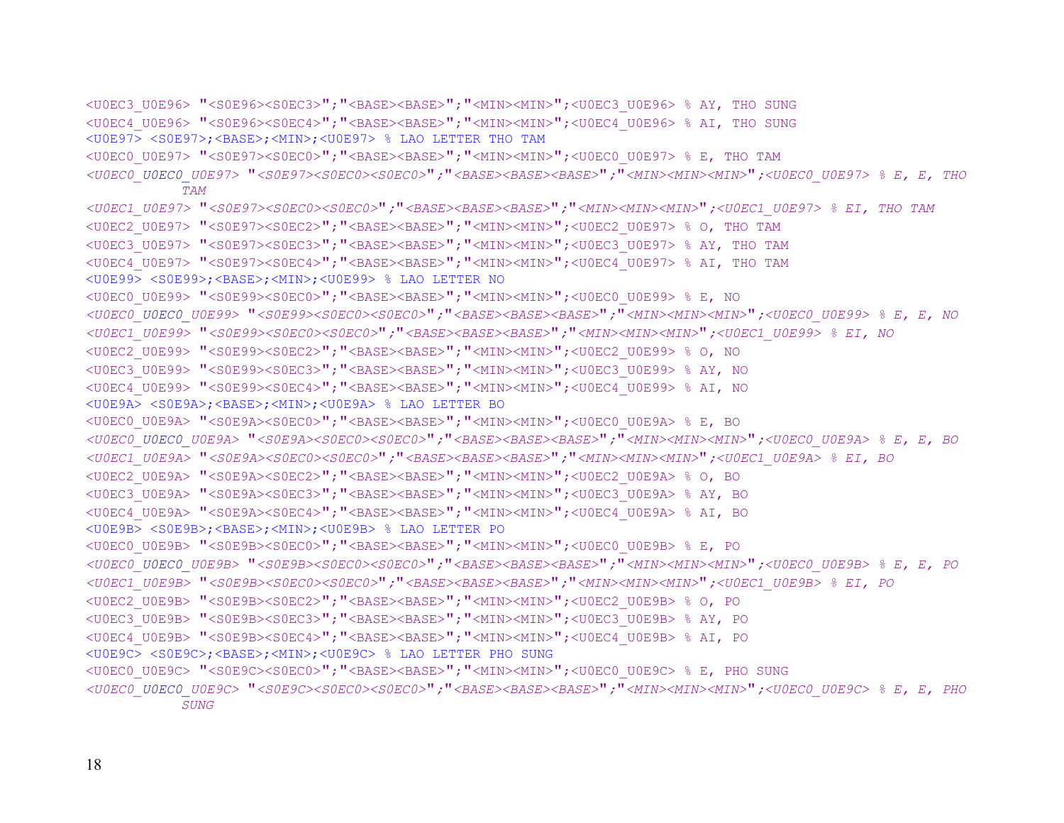```
<U0EC3_U0E96> "<S0E96><S0EC3>";"<BASE><BASE>";"<MIN><MIN>";<U0EC3_U0E96> % AY, THO SUNG
<U0EC4_U0E96> "<S0E96><S0EC4>";"<BASE><BASE>";"<MIN><MIN>";<U0EC4_U0E96> % AI, THO SUNG
<U0E97> <S0E97>;<BASE>;<MIN>;<U0E97> % LAO LETTER THO TAM
<U0EC0_U0E97> "<S0E97><S0EC0>";"<BASE><BASE>";"<MIN><MIN>";<U0EC0_U0E97> % E, THO TAM
<U0EC0_U0EC0_U0E97> "<S0E97><S0EC0><S0EC0>";"<BASE><BASE><BASE>";"<MIN><MIN><MIN>";<U0EC0_U0E97> % E, E, THO
        TAM
<U0EC1_U0E97> "<S0E97><S0EC0><S0EC0>";"<BASE><BASE><BASE>";"<MIN><MIN><MIN>";<U0EC1_U0E97> % EI, THO TAM
<U0EC2_U0E97> "<S0E97><S0EC2>";"<BASE><BASE>";"<MIN><MIN>";<U0EC2_U0E97> % O, THO TAM
<U0EC3_U0E97> "<S0E97><S0EC3>";"<BASE><BASE>";"<MIN><MIN>";<U0EC3_U0E97> % AY, THO TAM
<U0EC4_U0E97> "<S0E97><S0EC4>";"<BASE><BASE>";"<MIN><MIN>";<U0EC4_U0E97> % AI, THO TAM
<U0E99> <S0E99>;<BASE>;<MIN>;<U0E99> % LAO LETTER NO
<U0EC0_U0E99> "<S0E99><S0EC0>";"<BASE><BASE>";"<MIN><MIN>";<U0EC0_U0E99> % E, NO
<U0EC0_U0EC0_U0E99> "<S0E99><S0EC0><S0EC0>";"<BASE><BASE><BASE>";"<MIN><MIN><MIN>";<U0EC0_U0E99> % E, E, NO
<U0EC1_U0E99> "<S0E99><S0EC0><S0EC0>";"<BASE><BASE><BASE>";"<MIN><MIN><MIN>";<U0EC1_U0E99> % EI, NO
<U0EC2_U0E99> "<S0E99><S0EC2>";"<BASE><BASE>";"<MIN><MIN>";<U0EC2_U0E99> % O, NO
<U0EC3_U0E99> "<S0E99><S0EC3>";"<BASE><BASE>";"<MIN><MIN>";<U0EC3_U0E99> % AY, NO
<U0EC4_U0E99> "<S0E99><S0EC4>";"<BASE><BASE>";"<MIN><MIN>";<U0EC4_U0E99> % AI, NO
<U0E9A> <S0E9A>;<BASE>;<MIN>;<U0E9A> % LAO LETTER BO
<U0EC0_U0E9A> "<S0E9A><S0EC0>";"<BASE><BASE>";"<MIN><MIN>";<U0EC0_U0E9A> % E, BO
<U0EC0_U0EC0_U0E9A> "<S0E9A><S0EC0><S0EC0>";"<BASE><BASE><BASE>";"<MIN><MIN><MIN>";<U0EC0_U0E9A> % E, E, BO
<U0EC1_U0E9A> "<S0E9A><S0EC0><S0EC0>";"<BASE><BASE><BASE>";"<MIN><MIN><MIN>";<U0EC1_U0E9A> % EI, BO
<U0EC2_U0E9A> "<S0E9A><S0EC2>";"<BASE><BASE>";"<MIN><MIN>";<U0EC2_U0E9A> % O, BO
<U0EC3_U0E9A> "<S0E9A><S0EC3>";"<BASE><BASE>";"<MIN><MIN>";<U0EC3_U0E9A> % AY, BO
<U0EC4_U0E9A> "<S0E9A><S0EC4>";"<BASE><BASE>";"<MIN><MIN>";<U0EC4_U0E9A> % AI, BO
<U0E9B> <S0E9B>;<BASE>;<MIN>;<U0E9B> % LAO LETTER PO
<U0EC0_U0E9B> "<S0E9B><S0EC0>";"<BASE><BASE>";"<MIN><MIN>";<U0EC0_U0E9B> % E, PO
<U0EC0_U0EC0_U0E9B> "<S0E9B><S0EC0><S0EC0>";"<BASE><BASE><BASE>";"<MIN><MIN><MIN>";<U0EC0_U0E9B> % E, E, PO
<U0EC1_U0E9B> "<S0E9B><S0EC0><S0EC0>";"<BASE><BASE><BASE>";"<MIN><MIN><MIN>";<U0EC1_U0E9B> % EI, PO
<U0EC2_U0E9B> "<S0E9B><S0EC2>";"<BASE><BASE>";"<MIN><MIN>";<U0EC2_U0E9B> % O, PO
<U0EC3_U0E9B> "<S0E9B><S0EC3>";"<BASE><BASE>";"<MIN><MIN>";<U0EC3_U0E9B> % AY, PO
<U0EC4_U0E9B> "<S0E9B><S0EC4>";"<BASE><BASE>";"<MIN><MIN>";<U0EC4_U0E9B> % AI, PO
<U0E9C> <S0E9C>;<BASE>;<MIN>;<U0E9C> % LAO LETTER PHO SUNG
<U0EC0_U0E9C> "<S0E9C><S0EC0>";"<BASE><BASE>";"<MIN><MIN>";<U0EC0_U0E9C> % E, PHO SUNG
<U0EC0_U0EC0_U0E9C> "<S0E9C><S0EC0><S0EC0>";"<BASE><BASE><BASE>";"<MIN><MIN><MIN>";<U0EC0_U0E9C> % E, E, PHO
        SUNG
```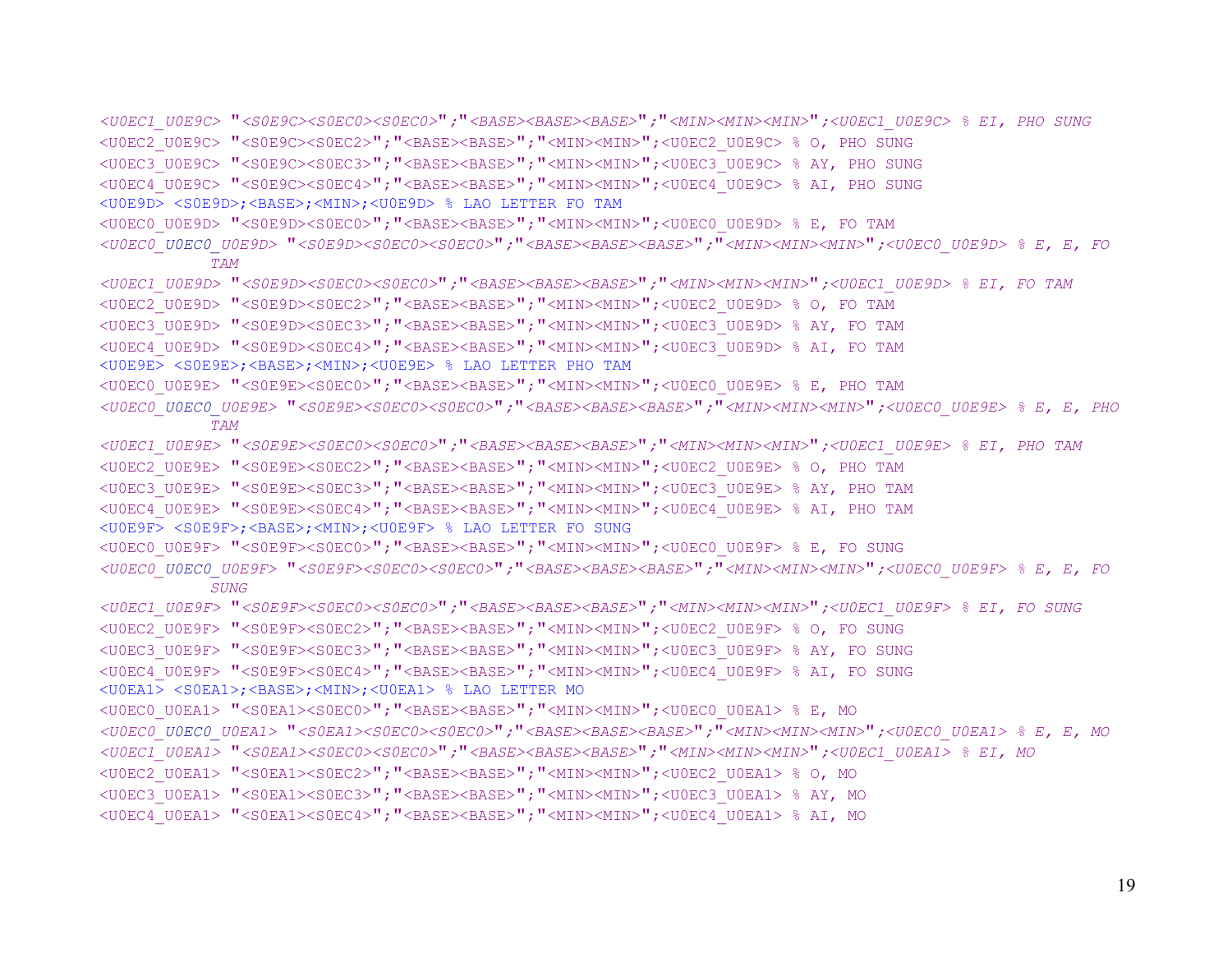```
<U0EC1_U0E9C> "<S0E9C><S0EC0><S0EC0>";"<BASE><BASE><BASE>";"<MIN><MIN><MIN>";<U0EC1_U0E9C> % EI, PHO SUNG
<U0EC2_U0E9C> "<S0E9C><S0EC2>";"<BASE><BASE>";"<MIN><MIN>";<U0EC2_U0E9C> % O, PHO SUNG
<U0EC3_U0E9C> "<S0E9C><S0EC3>";"<BASE><BASE>";"<MIN><MIN>";<U0EC3_U0E9C> % AY, PHO SUNG
<U0EC4_U0E9C> "<S0E9C><S0EC4>";"<BASE><BASE>";"<MIN><MIN>";<U0EC4_U0E9C> % AI, PHO SUNG
<U0E9D> <S0E9D>;<BASE>;<MIN>;<U0E9D> % LAO LETTER FO TAM
<U0EC0_U0E9D> "<S0E9D><S0EC0>";"<BASE><BASE>";"<MIN><MIN>";<U0EC0_U0E9D> % E, FO TAM
<U0EC0_U0EC0_U0E9D> "<S0E9D><S0EC0><S0EC0>";"<BASE><BASE><BASE>";"<MIN><MIN><MIN>";<U0EC0_U0E9D> % E, E, FO
        TAM
<U0EC1_U0E9D> "<S0E9D><S0EC0><S0EC0>";"<BASE><BASE><BASE>";"<MIN><MIN><MIN>";<U0EC1_U0E9D> % EI, FO TAM
<U0EC2_U0E9D> "<S0E9D><S0EC2>";"<BASE><BASE>";"<MIN><MIN>";<U0EC2_U0E9D> % O, FO TAM
<U0EC3_U0E9D> "<S0E9D><S0EC3>";"<BASE><BASE>";"<MIN><MIN>";<U0EC3_U0E9D> % AY, FO TAM
<U0EC4_U0E9D> "<S0E9D><S0EC4>";"<BASE><BASE>";"<MIN><MIN>";<U0EC3_U0E9D> % AI, FO TAM
<U0E9E> <S0E9E>;<BASE>;<MIN>;<U0E9E> % LAO LETTER PHO TAM
<U0EC0_U0E9E> "<S0E9E><S0EC0>";"<BASE><BASE>";"<MIN><MIN>";<U0EC0_U0E9E> % E, PHO TAM
<U0EC0_U0EC0_U0E9E> "<S0E9E><S0EC0><S0EC0>";"<BASE><BASE><BASE>";"<MIN><MIN><MIN>";<U0EC0_U0E9E> % E, E, PHO
        TAM
<U0EC1_U0E9E> "<S0E9E><S0EC0><S0EC0>";"<BASE><BASE><BASE>";"<MIN><MIN><MIN>";<U0EC1_U0E9E> % EI, PHO TAM
<U0EC2_U0E9E> "<S0E9E><S0EC2>";"<BASE><BASE>";"<MIN><MIN>";<U0EC2_U0E9E> % O, PHO TAM
<U0EC3_U0E9E> "<S0E9E><S0EC3>";"<BASE><BASE>";"<MIN><MIN>";<U0EC3_U0E9E> % AY, PHO TAM
<U0EC4_U0E9E> "<S0E9E><S0EC4>";"<BASE><BASE>";"<MIN><MIN>";<U0EC4_U0E9E> % AI, PHO TAM
<U0E9F> <S0E9F>;<BASE>;<MIN>;<U0E9F> % LAO LETTER FO SUNG
<U0EC0_U0E9F> "<S0E9F><S0EC0>";"<BASE><BASE>";"<MIN><MIN>";<U0EC0_U0E9F> % E, FO SUNG
<U0EC0_U0EC0_U0E9F> "<S0E9F><S0EC0><S0EC0>";"<BASE><BASE><BASE>";"<MIN><MIN><MIN>";<U0EC0_U0E9F> % E, E, FO
        SUNG
<U0EC1_U0E9F> "<S0E9F><S0EC0><S0EC0>";"<BASE><BASE><BASE>";"<MIN><MIN><MIN>";<U0EC1_U0E9F> % EI, FO SUNG
<U0EC2_U0E9F> "<S0E9F><S0EC2>";"<BASE><BASE>";"<MIN><MIN>";<U0EC2_U0E9F> % O, FO SUNG
<U0EC3_U0E9F> "<S0E9F><S0EC3>";"<BASE><BASE>";"<MIN><MIN>";<U0EC3_U0E9F> % AY, FO SUNG
<U0EC4_U0E9F> "<S0E9F><S0EC4>";"<BASE><BASE>";"<MIN><MIN>";<U0EC4_U0E9F> % AI, FO SUNG
<U0EA1> <S0EA1>;<BASE>;<MIN>;<U0EA1> % LAO LETTER MO
<U0EC0_U0EA1> "<S0EA1><S0EC0>";"<BASE><BASE>";"<MIN><MIN>";<U0EC0_U0EA1> % E, MO
<U0EC0_U0EC0_U0EA1> "<S0EA1><S0EC0><S0EC0>";"<BASE><BASE><BASE>";"<MIN><MIN><MIN>";<U0EC0_U0EA1> % E, E, MO
<U0EC1_U0EA1> "<S0EA1><S0EC0><S0EC0>";"<BASE><BASE><BASE>";"<MIN><MIN><MIN>";<U0EC1_U0EA1> % EI, MO
<U0EC2_U0EA1> "<S0EA1><S0EC2>";"<BASE><BASE>";"<MIN><MIN>";<U0EC2_U0EA1> % O, MO
<U0EC3_U0EA1> "<S0EA1><S0EC3>";"<BASE><BASE>";"<MIN><MIN>";<U0EC3_U0EA1> % AY, MO
<U0EC4_U0EA1> "<S0EA1><S0EC4>";"<BASE><BASE>";"<MIN><MIN>";<U0EC4_U0EA1> % AI, MO
```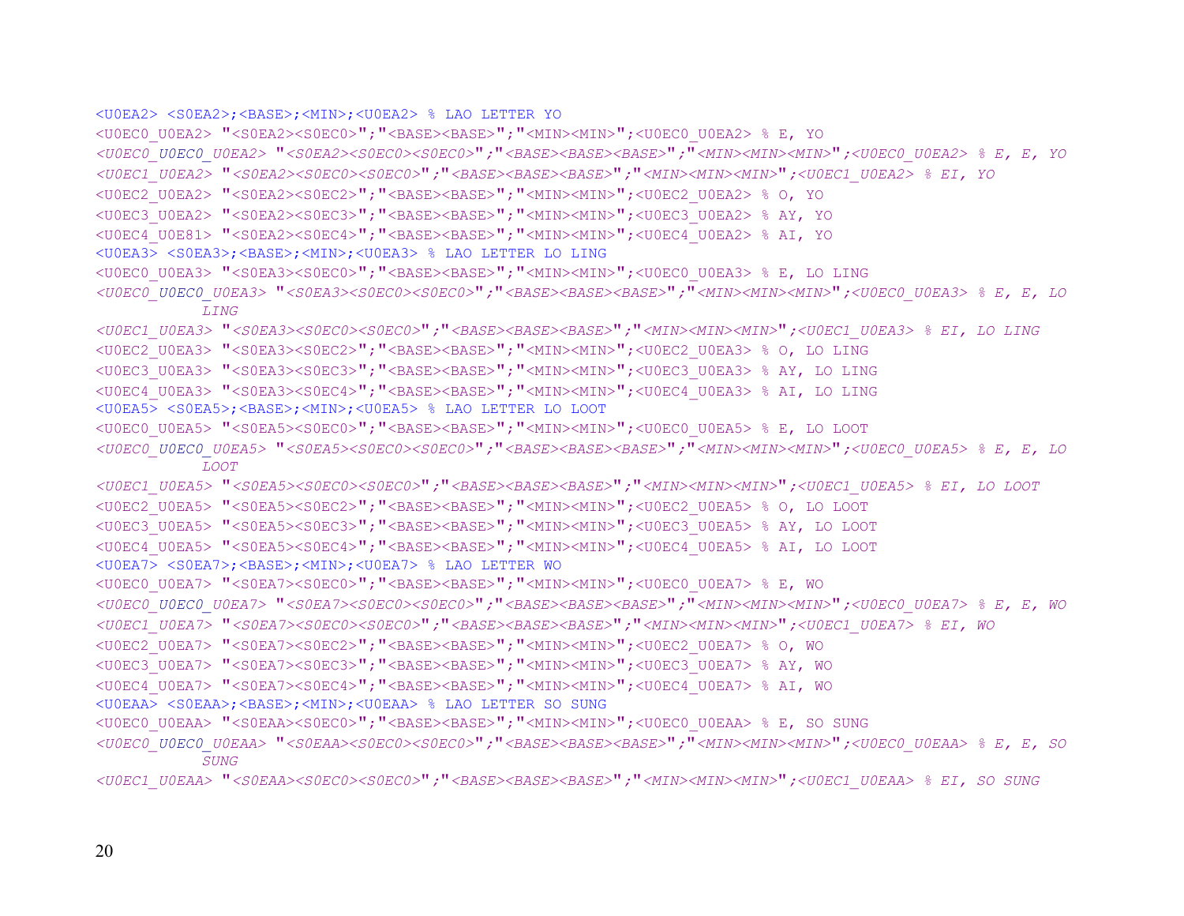```
<U0EA2> <S0EA2>;<BASE>;<MIN>;<U0EA2> % LAO LETTER YO
<U0EC0_U0EA2> "<S0EA2><S0EC0>";"<BASE><BASE>";"<MIN><MIN>";<U0EC0_U0EA2> % E, YO
<U0EC0_U0EC0_U0EA2> "<S0EA2><S0EC0><S0EC0>";"<BASE><BASE><BASE>";"<MIN><MIN><MIN>";<U0EC0_U0EA2> % E, E, YO
<U0EC1_U0EA2> "<S0EA2><S0EC0><S0EC0>";"<BASE><BASE><BASE>";"<MIN><MIN><MIN>";<U0EC1_U0EA2> % EI, YO
<U0EC2_U0EA2> "<S0EA2><S0EC2>";"<BASE><BASE>";"<MIN><MIN>";<U0EC2_U0EA2> % O, YO
<U0EC3_U0EA2> "<S0EA2><S0EC3>";"<BASE><BASE>";"<MIN><MIN>";<U0EC3_U0EA2> % AY, YO
<U0EC4_U0E81> "<S0EA2><S0EC4>";"<BASE><BASE>";"<MIN><MIN>";<U0EC4_U0EA2> % AI, YO
<U0EA3> <S0EA3>;<BASE>;<MIN>;<U0EA3> % LAO LETTER LO LING
<U0EC0_U0EA3> "<S0EA3><S0EC0>";"<BASE><BASE>";"<MIN><MIN>";<U0EC0_U0EA3> % E, LO LING
<U0EC0_U0EC0_U0EA3> "<S0EA3><S0EC0><S0EC0>";"<BASE><BASE><BASE>";"<MIN><MIN><MIN>";<U0EC0_U0EA3> % E, E, LO
        LING
<U0EC1_U0EA3> "<S0EA3><S0EC0><S0EC0>";"<BASE><BASE><BASE>";"<MIN><MIN><MIN>";<U0EC1_U0EA3> % EI, LO LING
<U0EC2_U0EA3> "<S0EA3><S0EC2>";"<BASE><BASE>";"<MIN><MIN>";<U0EC2_U0EA3> % O, LO LING
<U0EC3_U0EA3> "<S0EA3><S0EC3>";"<BASE><BASE>";"<MIN><MIN>";<U0EC3_U0EA3> % AY, LO LING
<U0EC4_U0EA3> "<S0EA3><S0EC4>";"<BASE><BASE>";"<MIN><MIN>";<U0EC4_U0EA3> % AI, LO LING
<U0EA5> <S0EA5>;<BASE>;<MIN>;<U0EA5> % LAO LETTER LO LOOT
<U0EC0_U0EA5> "<S0EA5><S0EC0>";"<BASE><BASE>";"<MIN><MIN>";<U0EC0_U0EA5> % E, LO LOOT
<U0EC0_U0EC0_U0EA5> "<S0EA5><S0EC0><S0EC0>";"<BASE><BASE><BASE>";"<MIN><MIN><MIN>";<U0EC0_U0EA5> % E, E, LO
        LOOT
<U0EC1_U0EA5> "<S0EA5><S0EC0><S0EC0>";"<BASE><BASE><BASE>";"<MIN><MIN><MIN>";<U0EC1_U0EA5> % EI, LO LOOT
<U0EC2_U0EA5> "<S0EA5><S0EC2>";"<BASE><BASE>";"<MIN><MIN>";<U0EC2_U0EA5> % O, LO LOOT
<U0EC3_U0EA5> "<S0EA5><S0EC3>";"<BASE><BASE>";"<MIN><MIN>";<U0EC3_U0EA5> % AY, LO LOOT
<U0EC4_U0EA5> "<S0EA5><S0EC4>";"<BASE><BASE>";"<MIN><MIN>";<U0EC4_U0EA5> % AI, LO LOOT
<U0EA7> <S0EA7>;<BASE>;<MIN>;<U0EA7> % LAO LETTER WO
<U0EC0_U0EA7> "<S0EA7><S0EC0>";"<BASE><BASE>";"<MIN><MIN>";<U0EC0_U0EA7> % E, WO
<U0EC0_U0EC0_U0EA7> "<S0EA7><S0EC0><S0EC0>";"<BASE><BASE><BASE>";"<MIN><MIN><MIN>";<U0EC0_U0EA7> % E, E, WO
<U0EC1_U0EA7> "<S0EA7><S0EC0><S0EC0>";"<BASE><BASE><BASE>";"<MIN><MIN><MIN>";<U0EC1_U0EA7> % EI, WO
<U0EC2_U0EA7> "<S0EA7><S0EC2>";"<BASE><BASE>";"<MIN><MIN>";<U0EC2_U0EA7> % O, WO
<U0EC3_U0EA7> "<S0EA7><S0EC3>";"<BASE><BASE>";"<MIN><MIN>";<U0EC3_U0EA7> % AY, WO
<U0EC4_U0EA7> "<S0EA7><S0EC4>";"<BASE><BASE>";"<MIN><MIN>";<U0EC4_U0EA7> % AI, WO
<U0EAA> <S0EAA>;<BASE>;<MIN>;<U0EAA> % LAO LETTER SO SUNG
<U0EC0_U0EAA> "<S0EAA><S0EC0>";"<BASE><BASE>";"<MIN><MIN>";<U0EC0_U0EAA> % E, SO SUNG
<U0EC0_U0EC0_U0EAA> "<S0EAA><S0EC0><S0EC0>";"<BASE><BASE><BASE>";"<MIN><MIN><MIN>";<U0EC0_U0EAA> % E, E, SO
        SUNG
<U0EC1_U0EAA> "<S0EAA><S0EC0><S0EC0>";"<BASE><BASE><BASE>";"<MIN><MIN><MIN>";<U0EC1_U0EAA> % EI, SO SUNG
```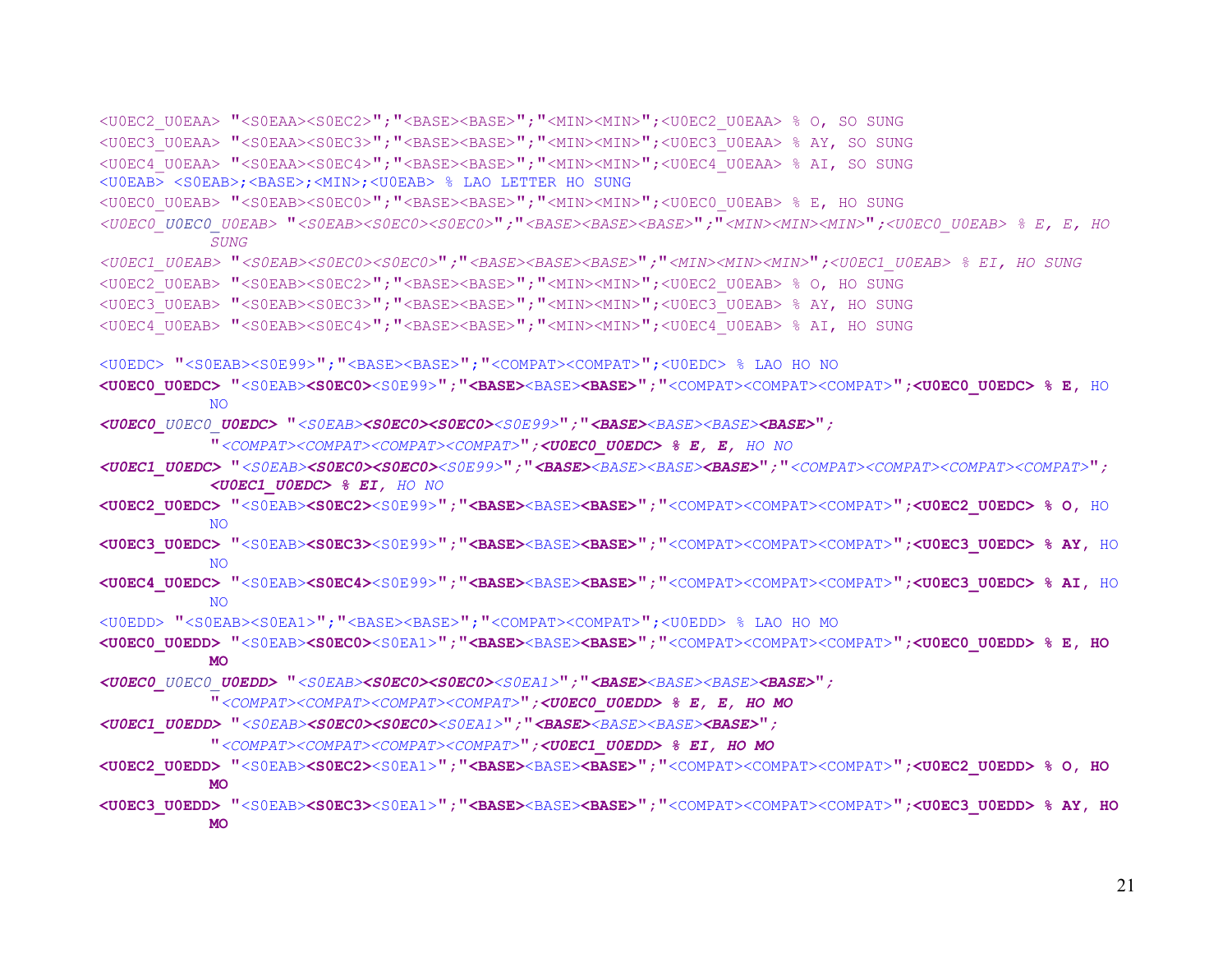```
<U0EC2_U0EAA> "<S0EAA><S0EC2>";"<BASE><BASE>";"<MIN><MIN>";<U0EC2_U0EAA> % O, SO SUNG
<U0EC3_U0EAA> "<S0EAA><S0EC3>";"<BASE><BASE>";"<MIN><MIN>";<U0EC3_U0EAA> % AY, SO SUNG
<U0EC4_U0EAA> "<S0EAA><S0EC4>";"<BASE><BASE>";"<MIN><MIN>";<U0EC4_U0EAA> % AI, SO SUNG
<U0EAB> <S0EAB>;<BASE>;<MIN>;<U0EAB> % LAO LETTER HO SUNG
<U0EC0_U0EAB> "<S0EAB><S0EC0>";"<BASE><BASE>";"<MIN><MIN>";<U0EC0_U0EAB> % E, HO SUNG
<U0EC0_U0EC0_U0EAB> "<S0EAB><S0EC0><S0EC0>";"<BASE><BASE><BASE>";"<MIN><MIN><MIN>";<U0EC0_U0EAB> % E, E, HO
        SUNG
<U0EC1_U0EAB> "<S0EAB><S0EC0><S0EC0>";"<BASE><BASE><BASE>";"<MIN><MIN><MIN>";<U0EC1_U0EAB> % EI, HO SUNG
<U0EC2_U0EAB> "<S0EAB><S0EC2>";"<BASE><BASE>";"<MIN><MIN>";<U0EC2_U0EAB> % O, HO SUNG
<U0EC3_U0EAB> "<S0EAB><S0EC3>";"<BASE><BASE>";"<MIN><MIN>";<U0EC3_U0EAB> % AY, HO SUNG
<U0EC4_U0EAB> "<S0EAB><S0EC4>";"<BASE><BASE>";"<MIN><MIN>";<U0EC4_U0EAB> % AI, HO SUNG

<U0EDC> "<S0EAB><S0E99>";"<BASE><BASE>";"<COMPAT><COMPAT>";<U0EDC> % LAO HO NO
<U0EC0_U0EDC> "<S0EAB><S0EC0><S0E99>";"<BASE><BASE><BASE>";"<COMPAT><COMPAT><COMPAT>";<U0EC0_U0EDC> % E, HO
        NO
<U0EC0_U0EC0_U0EDC> "<S0EAB><S0EC0><S0EC0><S0E99>";"<BASE><BASE><BASE><BASE>";
        "<COMPAT><COMPAT><COMPAT><COMPAT>";<U0EC0_U0EDC> % E, E, HO NO
<U0EC1_U0EDC> "<S0EAB><S0EC0><S0EC0><S0E99>";"<BASE><BASE><BASE><BASE>";"<COMPAT><COMPAT><COMPAT><COMPAT>";
        <U0EC1_U0EDC> % EI, HO NO
<U0EC2_U0EDC> "<S0EAB><S0EC2><S0E99>";"<BASE><BASE><BASE>";"<COMPAT><COMPAT><COMPAT>";<U0EC2_U0EDC> % O, HO
        NO
<U0EC3_U0EDC> "<S0EAB><S0EC3><S0E99>";"<BASE><BASE><BASE>";"<COMPAT><COMPAT><COMPAT>";<U0EC3_U0EDC> % AY, HO
        NO
<U0EC4_U0EDC> "<S0EAB><S0EC4><S0E99>";"<BASE><BASE><BASE>";"<COMPAT><COMPAT><COMPAT>";<U0EC3_U0EDC> % AI, HO
        NO
<U0EDD> "<S0EAB><S0EA1>";"<BASE><BASE>";"<COMPAT><COMPAT>";<U0EDD> % LAO HO MO
<U0EC0_U0EDD> "<S0EAB><S0EC0><S0EA1>";"<BASE><BASE><BASE>";"<COMPAT><COMPAT><COMPAT>";<U0EC0_U0EDD> % E, HO
        MO
<U0EC0_U0EC0_U0EDD> "<S0EAB><S0EC0><S0EC0><S0EA1>";"<BASE><BASE><BASE><BASE>";
        "<COMPAT><COMPAT><COMPAT><COMPAT>";<U0EC0_U0EDD> % E, E, HO MO
<U0EC1_U0EDD> "<S0EAB><S0EC0><S0EC0><S0EA1>";"<BASE><BASE><BASE><BASE>";
        "<COMPAT><COMPAT><COMPAT><COMPAT>";<U0EC1_U0EDD> % EI, HO MO
<U0EC2_U0EDD> "<S0EAB><S0EC2><S0EA1>";"<BASE><BASE><BASE>";"<COMPAT><COMPAT><COMPAT>";<U0EC2_U0EDD> % O, HO
        MO
<U0EC3_U0EDD> "<S0EAB><S0EC3><S0EA1>";"<BASE><BASE><BASE>";"<COMPAT><COMPAT><COMPAT>";<U0EC3_U0EDD> % AY, HO
        MO
```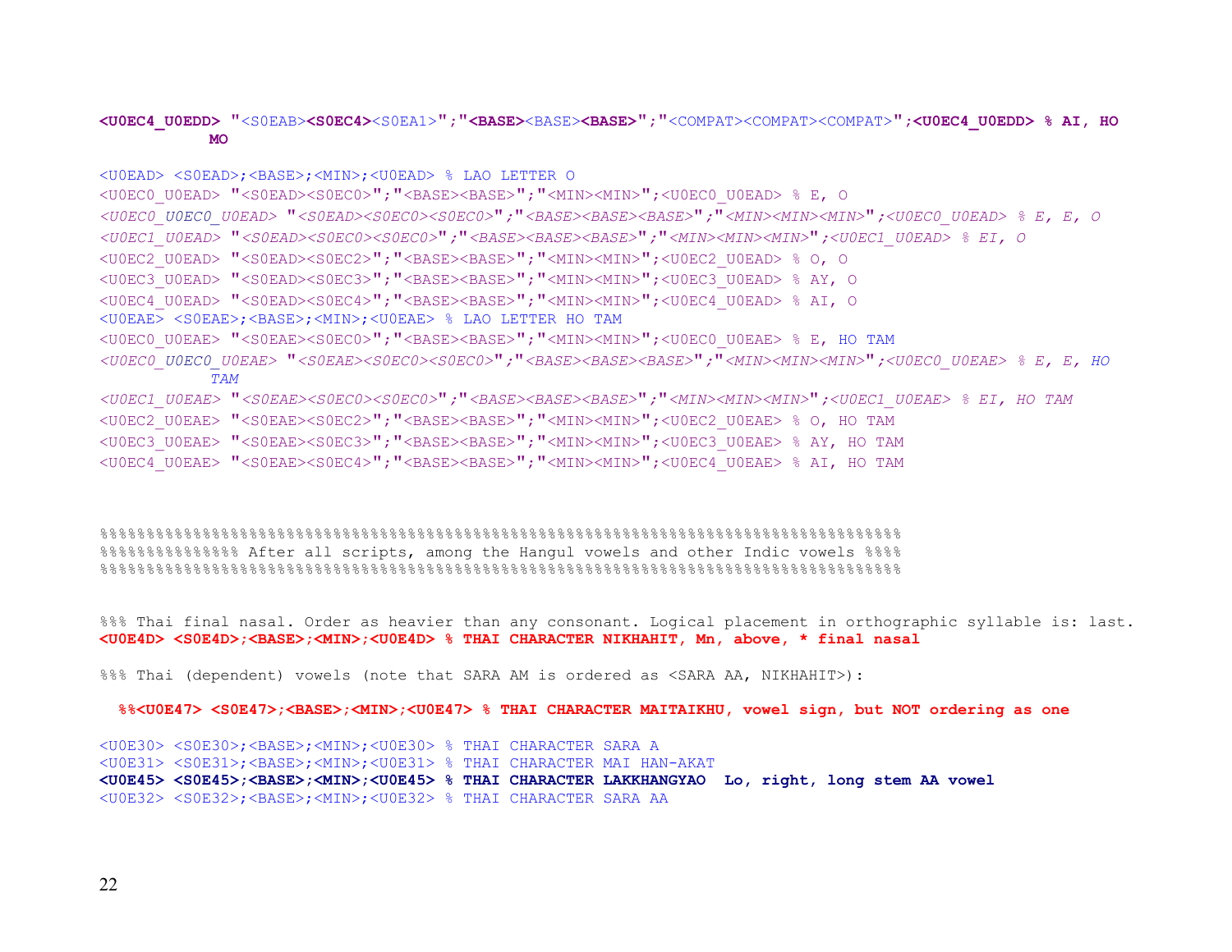```
<U0EC4_U0EDD> "<S0EAB><S0EC4><S0EA1>";"<BASE><BASE><BASE>";"<COMPAT><COMPAT><COMPAT>";<U0EC4_U0EDD> % AI, HO
        MO

<U0EAD> <S0EAD>;<BASE>;<MIN>;<U0EAD> % LAO LETTER O
<U0EC0_U0EAD> "<S0EAD><S0EC0>";"<BASE><BASE>";"<MIN><MIN>";<U0EC0_U0EAD> % E, O
<U0EC0_U0EC0_U0EAD> "<S0EAD><S0EC0><S0EC0>";"<BASE><BASE><BASE>";"<MIN><MIN><MIN>";<U0EC0_U0EAD> % E, E, O
<U0EC1_U0EAD> "<S0EAD><S0EC0><S0EC0>";"<BASE><BASE><BASE>";"<MIN><MIN><MIN>";<U0EC1_U0EAD> % EI, O
<U0EC2_U0EAD> "<S0EAD><S0EC2>";"<BASE><BASE>";"<MIN><MIN>";<U0EC2_U0EAD> % O, O
<U0EC3_U0EAD> "<S0EAD><S0EC3>";"<BASE><BASE>";"<MIN><MIN>";<U0EC3_U0EAD> % AY, O
<U0EC4_U0EAD> "<S0EAD><S0EC4>";"<BASE><BASE>";"<MIN><MIN>";<U0EC4_U0EAD> % AI, O
<U0EAE> <S0EAE>;<BASE>;<MIN>;<U0EAE> % LAO LETTER HO TAM
<U0EC0_U0EAE> "<S0EAE><S0EC0>";"<BASE><BASE>";"<MIN><MIN>";<U0EC0_U0EAE> % E, HO TAM
<U0EC0_U0EC0_U0EAE> "<S0EAE><S0EC0><S0EC0>";"<BASE><BASE><BASE>";"<MIN><MIN><MIN>";<U0EC0_U0EAE> % E, E, HO
        TAM
<U0EC1_U0EAE> "<S0EAE><S0EC0><S0EC0>";"<BASE><BASE><BASE>";"<MIN><MIN><MIN>";<U0EC1_U0EAE> % EI, HO TAM
<U0EC2_U0EAE> "<S0EAE><S0EC2>";"<BASE><BASE>";"<MIN><MIN>";<U0EC2_U0EAE> % O, HO TAM
<U0EC3_U0EAE> "<S0EAE><S0EC3>";"<BASE><BASE>";"<MIN><MIN>";<U0EC3_U0EAE> % AY, HO TAM
<U0EC4_U0EAE> "<S0EAE><S0EC4>";"<BASE><BASE>";"<MIN><MIN>";<U0EC4_U0EAE> % AI, HO TAM



%%%%%%%%%%%%%%%%%%%%%%%%%%%%%%%%%%%%%%%%%%%%%%%%%%%%%%%%%%%%%%%%%%%%%%%%%%%%%%%%%%%%
%%%%%%%%%%%%%%% After all scripts, among the Hangul vowels and other Indic vowels %%%%
%%%%%%%%%%%%%%%%%%%%%%%%%%%%%%%%%%%%%%%%%%%%%%%%%%%%%%%%%%%%%%%%%%%%%%%%%%%%%%%%%%%%


%%% Thai final nasal. Order as heavier than any consonant. Logical placement in orthographic syllable is: last.
<U0E4D> <S0E4D>;<BASE>;<MIN>;<U0E4D> % THAI CHARACTER NIKHAHIT, Mn, above, * final nasal

%%% Thai (dependent) vowels (note that SARA AM is ordered as <SARA AA, NIKHAHIT>):

  %%<U0E47> <S0E47>;<BASE>;<MIN>;<U0E47> % THAI CHARACTER MAITAIKHU, vowel sign, but NOT ordering as one

<U0E30> <S0E30>;<BASE>;<MIN>;<U0E30> % THAI CHARACTER SARA A
<U0E31> <S0E31>;<BASE>;<MIN>;<U0E31> % THAI CHARACTER MAI HAN-AKAT
<U0E45> <S0E45>;<BASE>;<MIN>;<U0E45> % THAI CHARACTER LAKKHANGYAO  Lo, right, long stem AA vowel
<U0E32> <S0E32>;<BASE>;<MIN>;<U0E32> % THAI CHARACTER SARA AA
```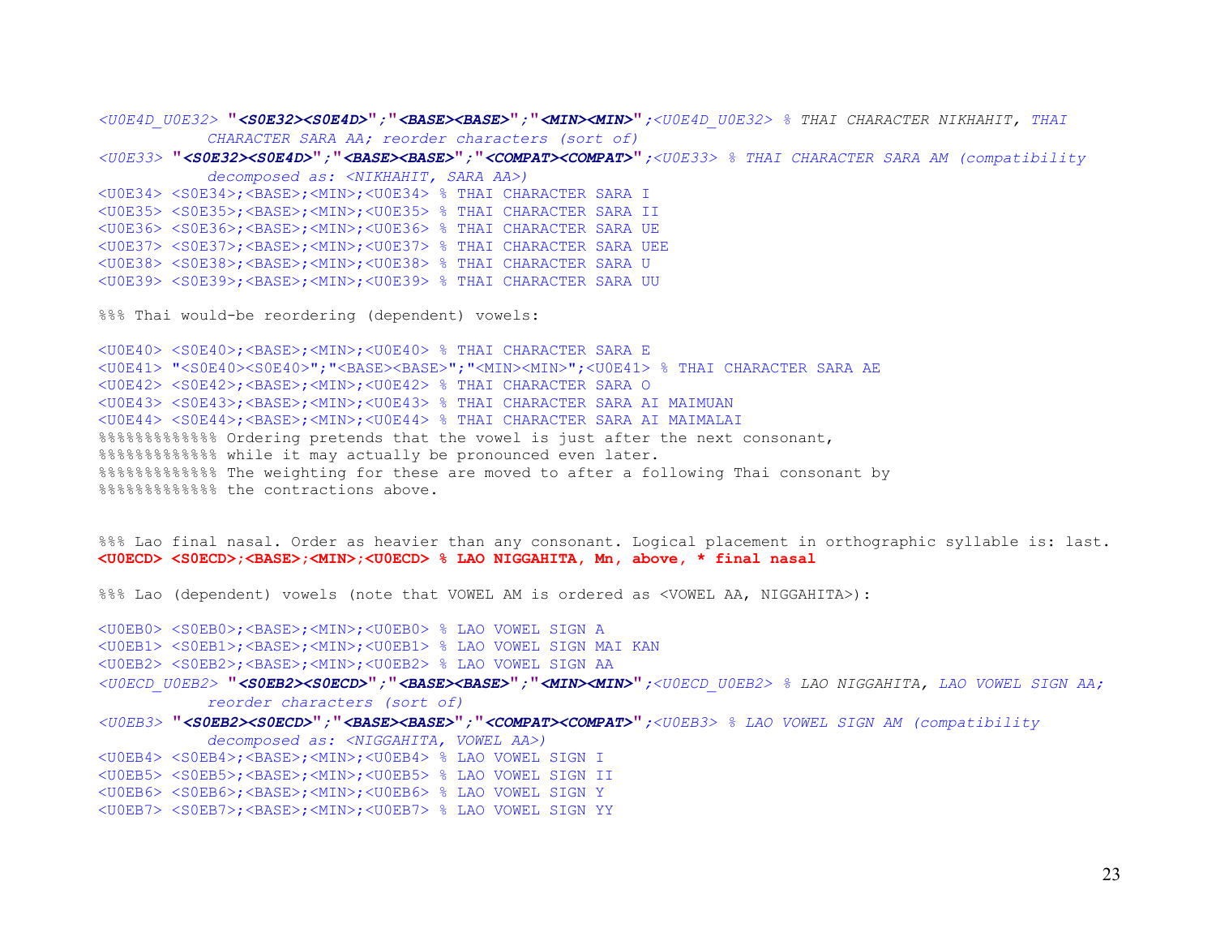```
<U0E4D_U0E32> "<S0E32><S0E4D>";"<BASE><BASE>";"<MIN><MIN>";<U0E4D_U0E32> % THAI CHARACTER NIKHAHIT, THAI
            CHARACTER SARA AA; reorder characters (sort of)
<U0E33> "<S0E32><S0E4D>";"<BASE><BASE>";"<COMPAT><COMPAT>";<U0E33> % THAI CHARACTER SARA AM (compatibility
            decomposed as: <NIKHAHIT, SARA AA>)
<U0E34> <S0E34>;<BASE>;<MIN>;<U0E34> % THAI CHARACTER SARA I
<U0E35> <S0E35>;<BASE>;<MIN>;<U0E35> % THAI CHARACTER SARA II
<U0E36> <S0E36>;<BASE>;<MIN>;<U0E36> % THAI CHARACTER SARA UE
<U0E37> <S0E37>;<BASE>;<MIN>;<U0E37> % THAI CHARACTER SARA UEE
<U0E38> <S0E38>;<BASE>;<MIN>;<U0E38> % THAI CHARACTER SARA U
<U0E39> <S0E39>;<BASE>;<MIN>;<U0E39> % THAI CHARACTER SARA UU

%%% Thai would-be reordering (dependent) vowels:

<U0E40> <S0E40>;<BASE>;<MIN>;<U0E40> % THAI CHARACTER SARA E
<U0E41> "<S0E40><S0E40>";"<BASE><BASE>";"<MIN><MIN>";<U0E41> % THAI CHARACTER SARA AE
<U0E42> <S0E42>;<BASE>;<MIN>;<U0E42> % THAI CHARACTER SARA O
<U0E43> <S0E43>;<BASE>;<MIN>;<U0E43> % THAI CHARACTER SARA AI MAIMUAN
<U0E44> <S0E44>;<BASE>;<MIN>;<U0E44> % THAI CHARACTER SARA AI MAIMALAI
%%%%%%%%%%%%% Ordering pretends that the vowel is just after the next consonant,
%%%%%%%%%%%%% while it may actually be pronounced even later.
%%%%%%%%%%%%% The weighting for these are moved to after a following Thai consonant by
%%%%%%%%%%%%% the contractions above.


%%% Lao final nasal. Order as heavier than any consonant. Logical placement in orthographic syllable is: last.
<U0ECD> <S0ECD>;<BASE>;<MIN>;<U0ECD> % LAO NIGGAHITA, Mn, above, * final nasal

%%% Lao (dependent) vowels (note that VOWEL AM is ordered as <VOWEL AA, NIGGAHITA>):

<U0EB0> <S0EB0>;<BASE>;<MIN>;<U0EB0> % LAO VOWEL SIGN A
<U0EB1> <S0EB1>;<BASE>;<MIN>;<U0EB1> % LAO VOWEL SIGN MAI KAN
<U0EB2> <S0EB2>;<BASE>;<MIN>;<U0EB2> % LAO VOWEL SIGN AA
<U0ECD_U0EB2> "<S0EB2><S0ECD>";"<BASE><BASE>";"<MIN><MIN>";<U0ECD_U0EB2> % LAO NIGGAHITA, LAO VOWEL SIGN AA;
            reorder characters (sort of)
<U0EB3> "<S0EB2><S0ECD>";"<BASE><BASE>";"<COMPAT><COMPAT>";<U0EB3> % LAO VOWEL SIGN AM (compatibility
            decomposed as: <NIGGAHITA, VOWEL AA>)
<U0EB4> <S0EB4>;<BASE>;<MIN>;<U0EB4> % LAO VOWEL SIGN I
<U0EB5> <S0EB5>;<BASE>;<MIN>;<U0EB5> % LAO VOWEL SIGN II
<U0EB6> <S0EB6>;<BASE>;<MIN>;<U0EB6> % LAO VOWEL SIGN Y
<U0EB7> <S0EB7>;<BASE>;<MIN>;<U0EB7> % LAO VOWEL SIGN YY
```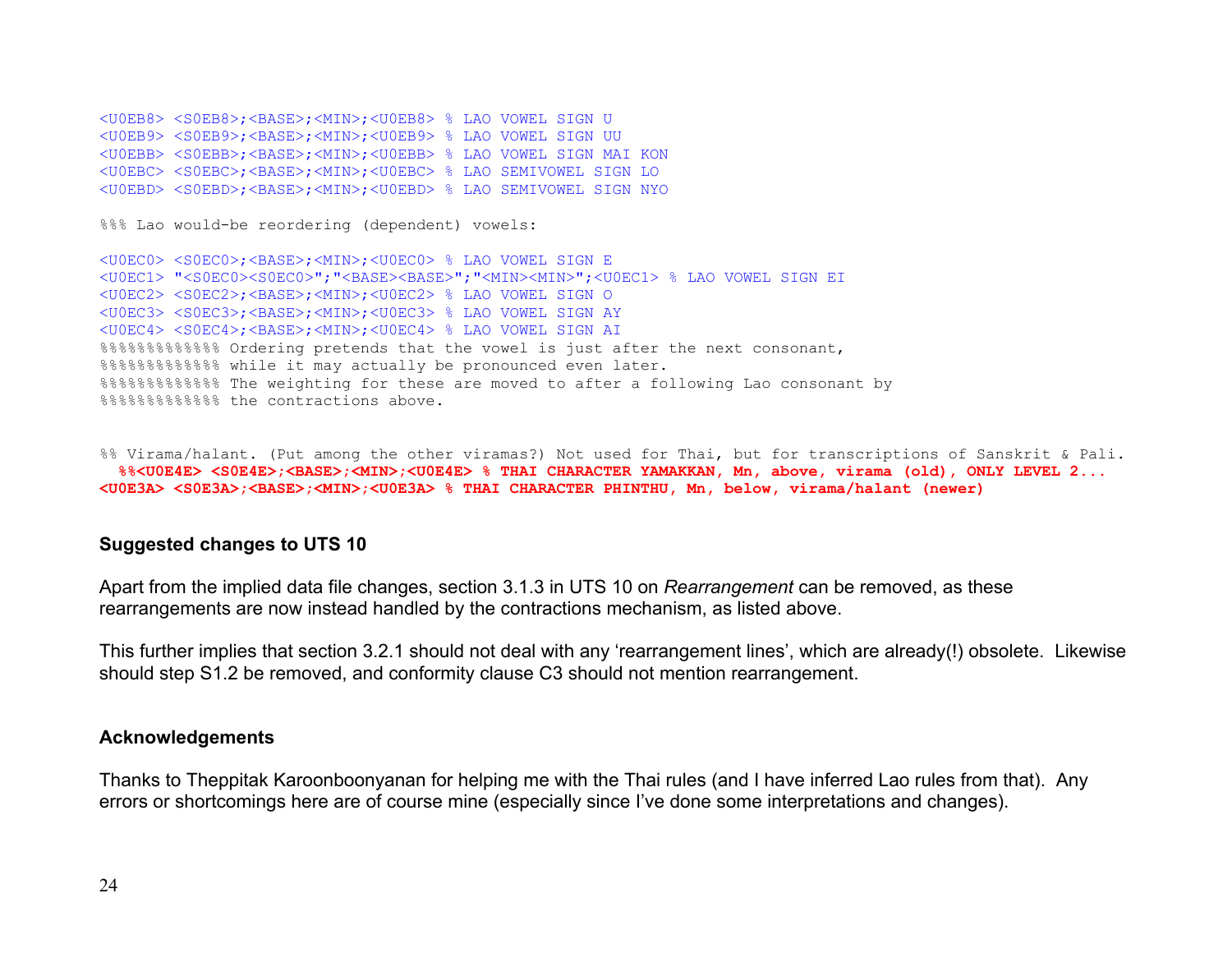```
<U0EB8> <S0EB8>;<BASE>;<MIN>;<U0EB8> % LAO VOWEL SIGN U
<U0EB9> <S0EB9>;<BASE>;<MIN>;<U0EB9> % LAO VOWEL SIGN UU
<U0EBB> <S0EBB>;<BASE>;<MIN>;<U0EBB> % LAO VOWEL SIGN MAI KON
<U0EBC> <S0EBC>;<BASE>;<MIN>;<U0EBC> % LAO SEMIVOWEL SIGN LO
<U0EBD> <S0EBD>;<BASE>;<MIN>;<U0EBD> % LAO SEMIVOWEL SIGN NYO

%%% Lao would-be reordering (dependent) vowels:

<U0EC0> <S0EC0>;<BASE>;<MIN>;<U0EC0> % LAO VOWEL SIGN E
<U0EC1> "<S0EC0><S0EC0>";"<BASE><BASE>";"<MIN><MIN>";<U0EC1> % LAO VOWEL SIGN EI
<U0EC2> <S0EC2>;<BASE>;<MIN>;<U0EC2> % LAO VOWEL SIGN O
<U0EC3> <S0EC3>;<BASE>;<MIN>;<U0EC3> % LAO VOWEL SIGN AY
<U0EC4> <S0EC4>;<BASE>;<MIN>;<U0EC4> % LAO VOWEL SIGN AI
%%%%%%%%%%%%% Ordering pretends that the vowel is just after the next consonant,
%%%%%%%%%%%%% while it may actually be pronounced even later.
%%%%%%%%%%%%% The weighting for these are moved to after a following Lao consonant by
%%%%%%%%%%%%% the contractions above.


%% Virama/halant. (Put among the other viramas?) Not used for Thai, but for transcriptions of Sanskrit & Pali.
  %%<U0E4E> <S0E4E>;<BASE>;<MIN>;<U0E4E> % THAI CHARACTER YAMAKKAN, Mn, above, virama (old), ONLY LEVEL 2...
<U0E3A> <S0E3A>;<BASE>;<MIN>;<U0E3A> % THAI CHARACTER PHINTHU, Mn, below, virama/halant (newer)
```

**Suggested changes to UTS 10**

Apart from the implied data file changes, section 3.1.3 in UTS 10 on *Rearrangement* can be removed, as these rearrangements are now instead handled by the contractions mechanism, as listed above.

This further implies that section 3.2.1 should not deal with any 'rearrangement lines', which are already(!) obsolete. Likewise should step S1.2 be removed, and conformity clause C3 should not mention rearrangement.

**Acknowledgements**

Thanks to Theppitak Karoonboonyanan for helping me with the Thai rules (and I have inferred Lao rules from that). Any errors or shortcomings here are of course mine (especially since I've done some interpretations and changes).